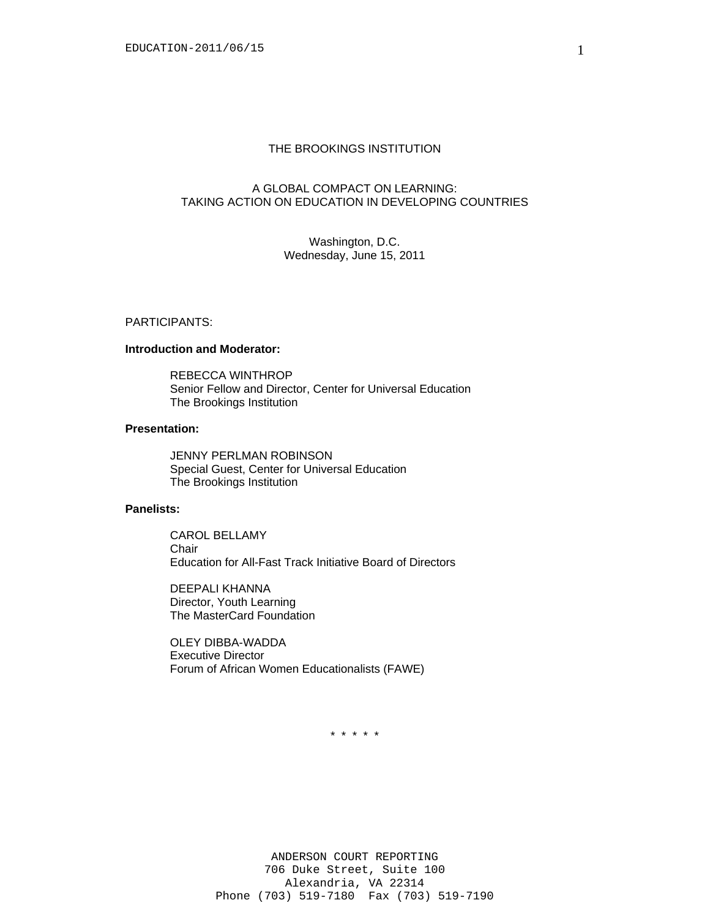# THE BROOKINGS INSTITUTION

## A GLOBAL COMPACT ON LEARNING: TAKING ACTION ON EDUCATION IN DEVELOPING COUNTRIES

Washington, D.C.
Wednesday, June 15, 2011

PARTICIPANTS:

**Introduction and Moderator:**

REBECCA WINTHROP
Senior Fellow and Director, Center for Universal Education
The Brookings Institution

**Presentation:**

JENNY PERLMAN ROBINSON
Special Guest, Center for Universal Education
The Brookings Institution

**Panelists:**

CAROL BELLAMY
Chair
Education for All-Fast Track Initiative Board of Directors

DEEPALI KHANNA
Director, Youth Learning
The MasterCard Foundation

OLEY DIBBA-WADDA
Executive Director
Forum of African Women Educationalists (FAWE)

\* \* \* \* \*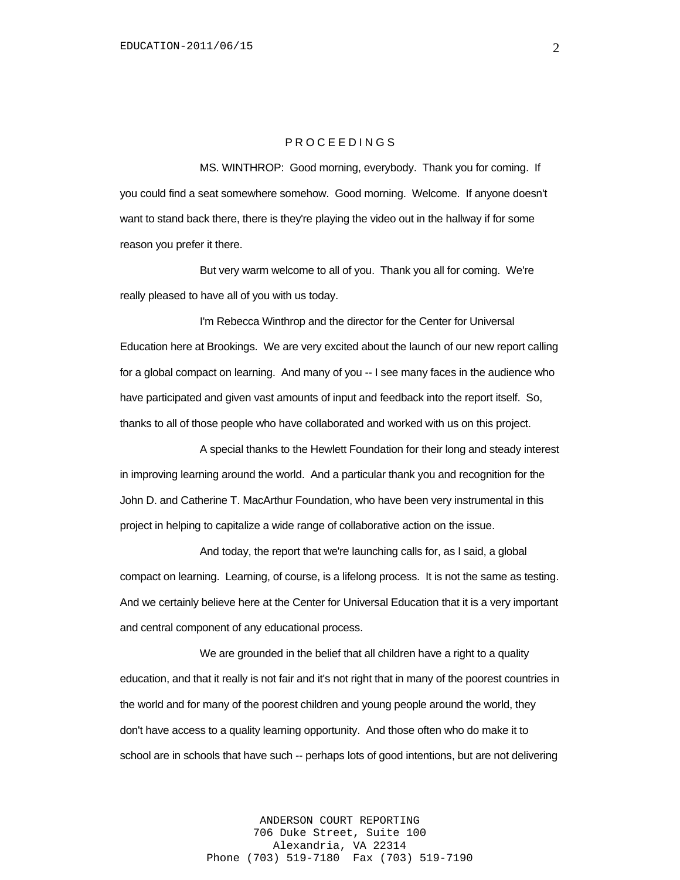PROCEEDINGS

MS. WINTHROP: Good morning, everybody. Thank you for coming. If you could find a seat somewhere somehow. Good morning. Welcome. If anyone doesn't want to stand back there, there is they're playing the video out in the hallway if for some reason you prefer it there.

But very warm welcome to all of you. Thank you all for coming. We're really pleased to have all of you with us today.

I'm Rebecca Winthrop and the director for the Center for Universal Education here at Brookings. We are very excited about the launch of our new report calling for a global compact on learning. And many of you -- I see many faces in the audience who have participated and given vast amounts of input and feedback into the report itself. So, thanks to all of those people who have collaborated and worked with us on this project.

A special thanks to the Hewlett Foundation for their long and steady interest in improving learning around the world. And a particular thank you and recognition for the John D. and Catherine T. MacArthur Foundation, who have been very instrumental in this project in helping to capitalize a wide range of collaborative action on the issue.

And today, the report that we're launching calls for, as I said, a global compact on learning. Learning, of course, is a lifelong process. It is not the same as testing. And we certainly believe here at the Center for Universal Education that it is a very important and central component of any educational process.

We are grounded in the belief that all children have a right to a quality education, and that it really is not fair and it's not right that in many of the poorest countries in the world and for many of the poorest children and young people around the world, they don't have access to a quality learning opportunity. And those often who do make it to school are in schools that have such -- perhaps lots of good intentions, but are not delivering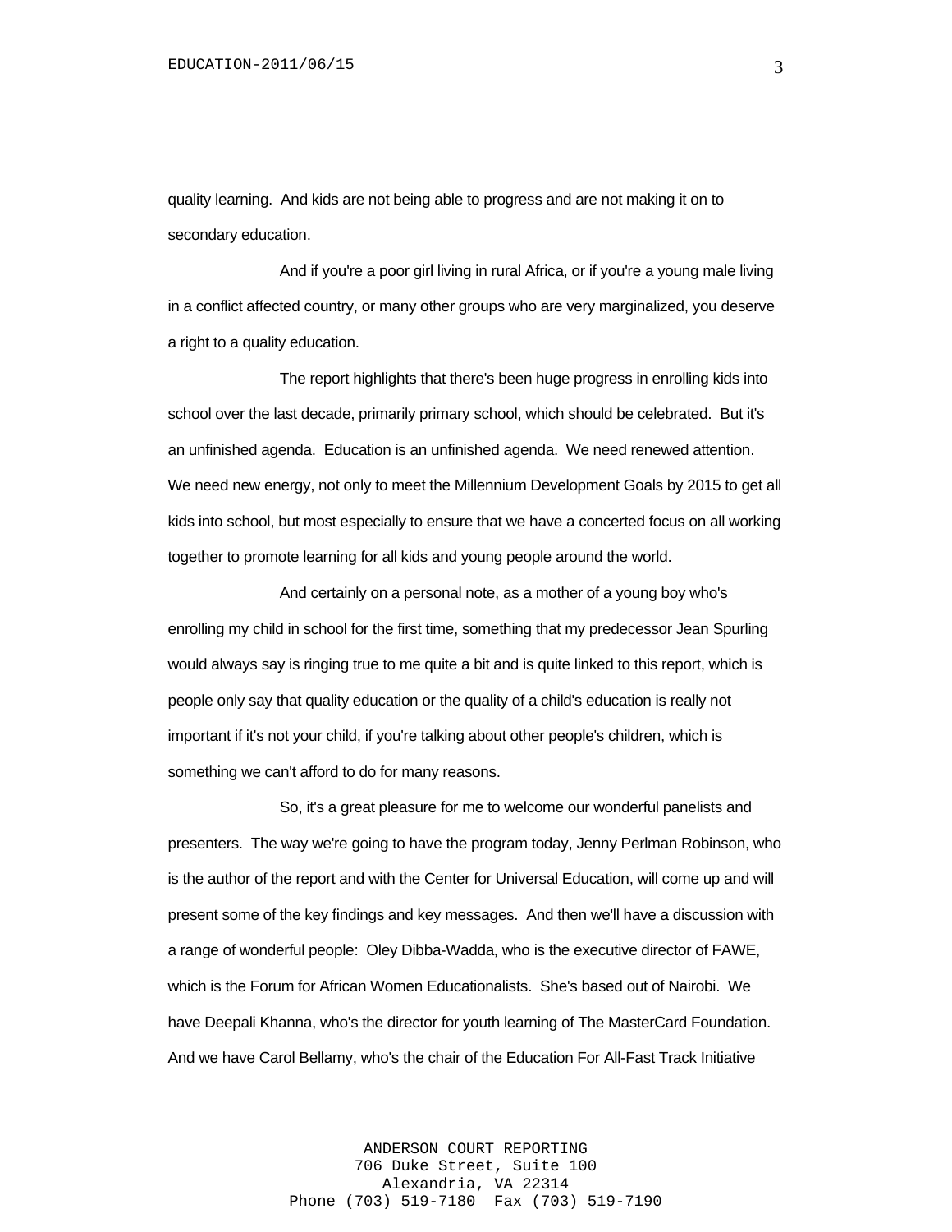quality learning. And kids are not being able to progress and are not making it on to secondary education.

And if you're a poor girl living in rural Africa, or if you're a young male living in a conflict affected country, or many other groups who are very marginalized, you deserve a right to a quality education.

The report highlights that there's been huge progress in enrolling kids into school over the last decade, primarily primary school, which should be celebrated. But it's an unfinished agenda. Education is an unfinished agenda. We need renewed attention. We need new energy, not only to meet the Millennium Development Goals by 2015 to get all kids into school, but most especially to ensure that we have a concerted focus on all working together to promote learning for all kids and young people around the world.

And certainly on a personal note, as a mother of a young boy who's enrolling my child in school for the first time, something that my predecessor Jean Spurling would always say is ringing true to me quite a bit and is quite linked to this report, which is people only say that quality education or the quality of a child's education is really not important if it's not your child, if you're talking about other people's children, which is something we can't afford to do for many reasons.

So, it's a great pleasure for me to welcome our wonderful panelists and presenters. The way we're going to have the program today, Jenny Perlman Robinson, who is the author of the report and with the Center for Universal Education, will come up and will present some of the key findings and key messages. And then we'll have a discussion with a range of wonderful people: Oley Dibba-Wadda, who is the executive director of FAWE, which is the Forum for African Women Educationalists. She's based out of Nairobi. We have Deepali Khanna, who's the director for youth learning of The MasterCard Foundation. And we have Carol Bellamy, who's the chair of the Education For All-Fast Track Initiative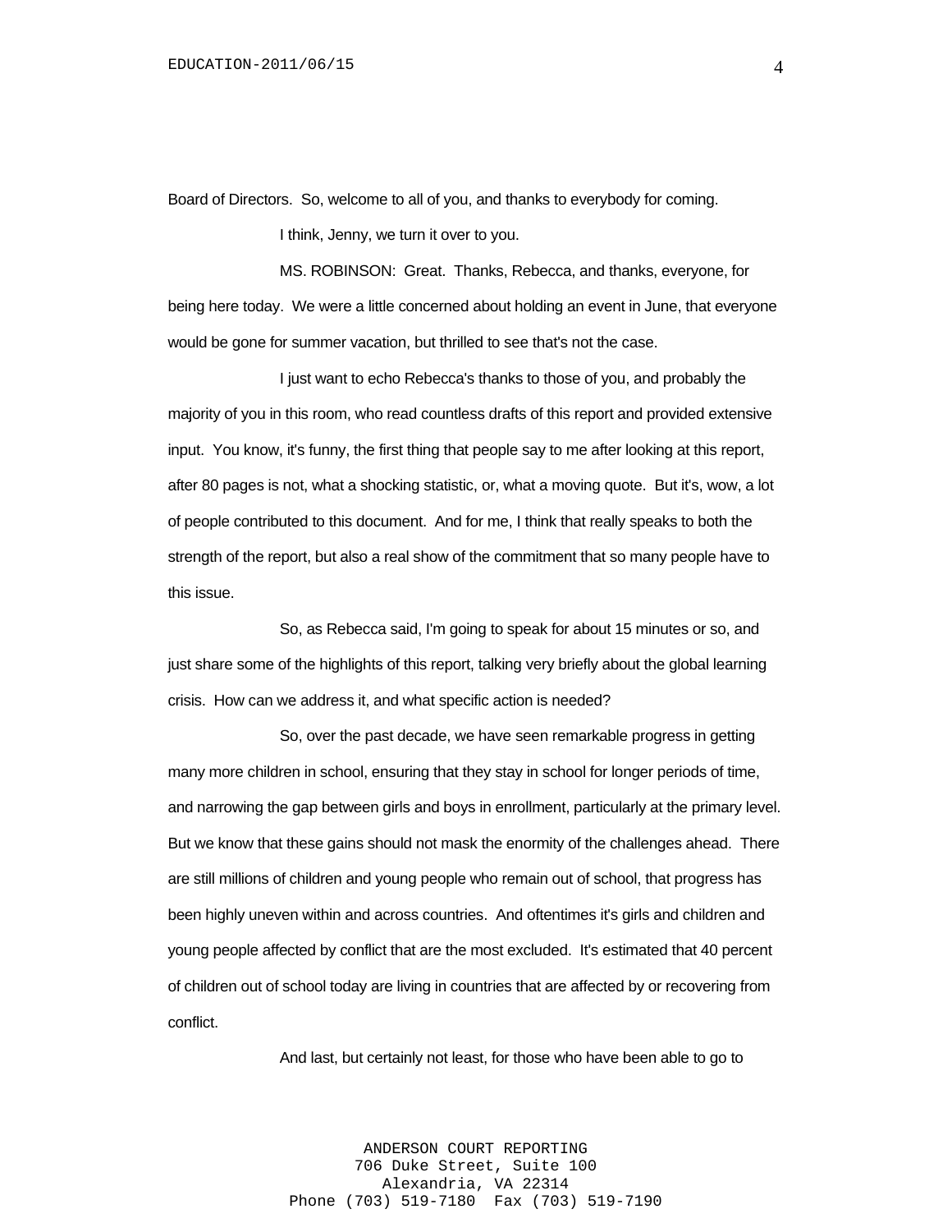Board of Directors. So, welcome to all of you, and thanks to everybody for coming.

I think, Jenny, we turn it over to you.

MS. ROBINSON: Great. Thanks, Rebecca, and thanks, everyone, for being here today. We were a little concerned about holding an event in June, that everyone would be gone for summer vacation, but thrilled to see that's not the case.

I just want to echo Rebecca's thanks to those of you, and probably the majority of you in this room, who read countless drafts of this report and provided extensive input. You know, it's funny, the first thing that people say to me after looking at this report, after 80 pages is not, what a shocking statistic, or, what a moving quote. But it's, wow, a lot of people contributed to this document. And for me, I think that really speaks to both the strength of the report, but also a real show of the commitment that so many people have to this issue.

So, as Rebecca said, I'm going to speak for about 15 minutes or so, and just share some of the highlights of this report, talking very briefly about the global learning crisis. How can we address it, and what specific action is needed?

So, over the past decade, we have seen remarkable progress in getting many more children in school, ensuring that they stay in school for longer periods of time, and narrowing the gap between girls and boys in enrollment, particularly at the primary level. But we know that these gains should not mask the enormity of the challenges ahead. There are still millions of children and young people who remain out of school, that progress has been highly uneven within and across countries. And oftentimes it's girls and children and young people affected by conflict that are the most excluded. It's estimated that 40 percent of children out of school today are living in countries that are affected by or recovering from conflict.

And last, but certainly not least, for those who have been able to go to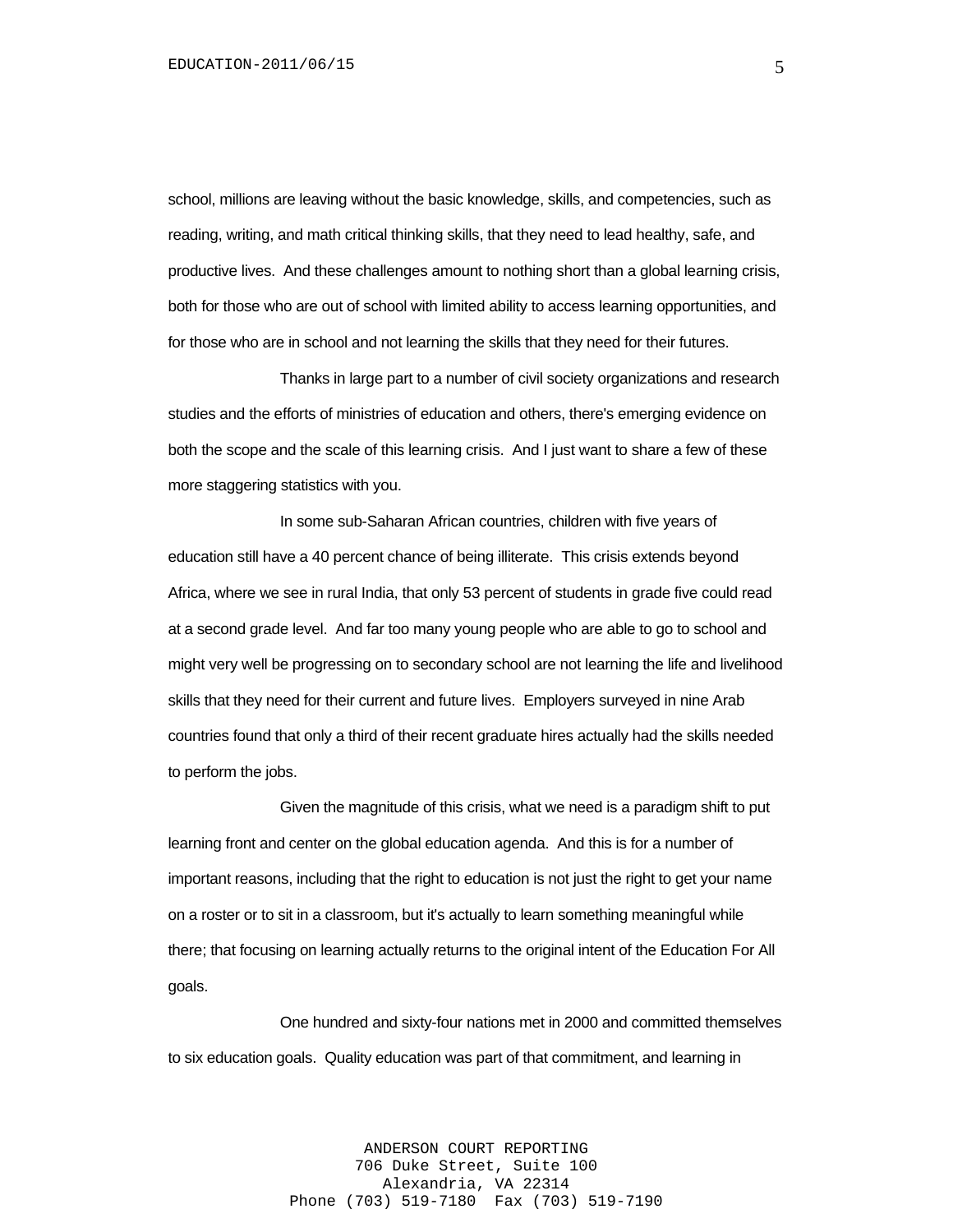school, millions are leaving without the basic knowledge, skills, and competencies, such as reading, writing, and math critical thinking skills, that they need to lead healthy, safe, and productive lives. And these challenges amount to nothing short than a global learning crisis, both for those who are out of school with limited ability to access learning opportunities, and for those who are in school and not learning the skills that they need for their futures.

Thanks in large part to a number of civil society organizations and research studies and the efforts of ministries of education and others, there's emerging evidence on both the scope and the scale of this learning crisis. And I just want to share a few of these more staggering statistics with you.

In some sub-Saharan African countries, children with five years of education still have a 40 percent chance of being illiterate. This crisis extends beyond Africa, where we see in rural India, that only 53 percent of students in grade five could read at a second grade level. And far too many young people who are able to go to school and might very well be progressing on to secondary school are not learning the life and livelihood skills that they need for their current and future lives. Employers surveyed in nine Arab countries found that only a third of their recent graduate hires actually had the skills needed to perform the jobs.

Given the magnitude of this crisis, what we need is a paradigm shift to put learning front and center on the global education agenda. And this is for a number of important reasons, including that the right to education is not just the right to get your name on a roster or to sit in a classroom, but it's actually to learn something meaningful while there; that focusing on learning actually returns to the original intent of the Education For All goals.

One hundred and sixty-four nations met in 2000 and committed themselves to six education goals. Quality education was part of that commitment, and learning in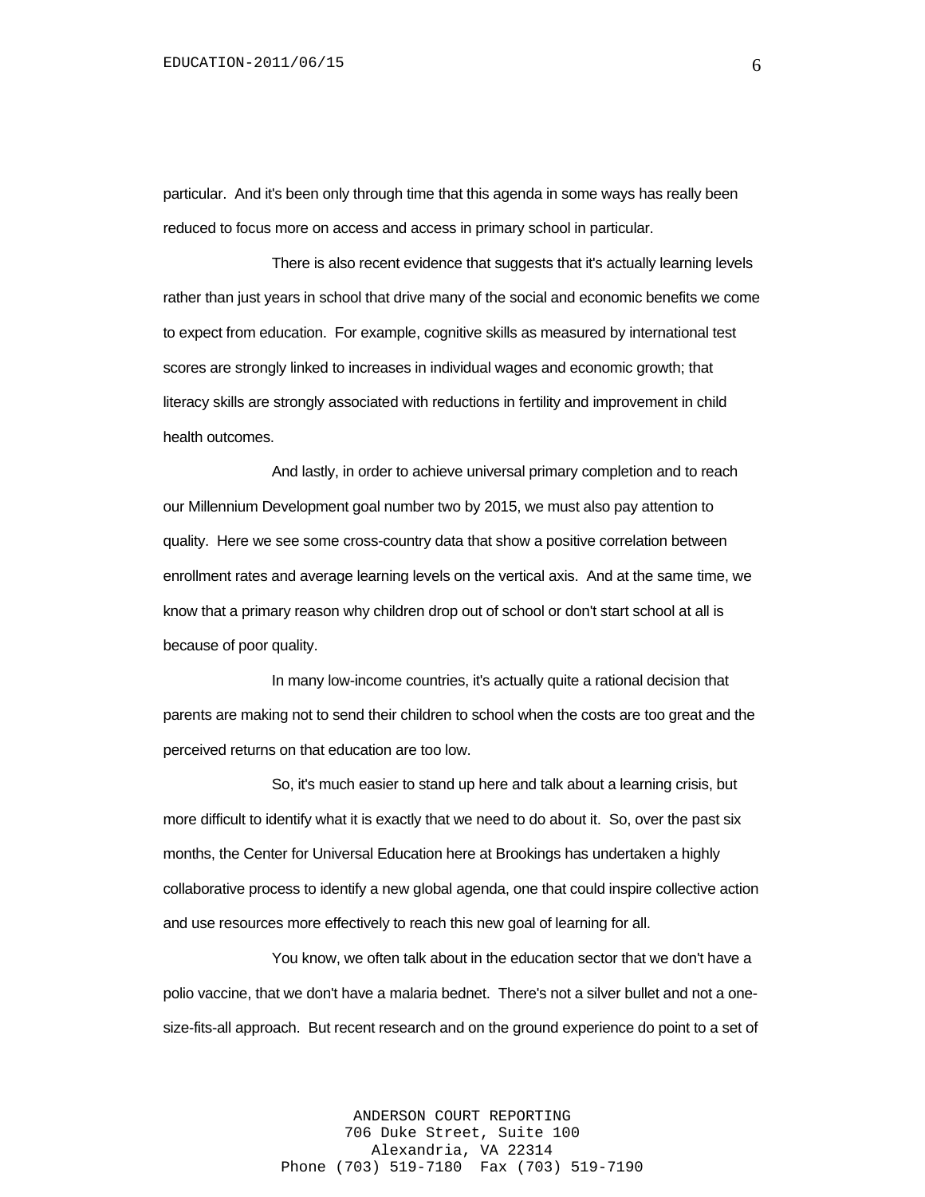particular. And it's been only through time that this agenda in some ways has really been reduced to focus more on access and access in primary school in particular.

There is also recent evidence that suggests that it's actually learning levels rather than just years in school that drive many of the social and economic benefits we come to expect from education. For example, cognitive skills as measured by international test scores are strongly linked to increases in individual wages and economic growth; that literacy skills are strongly associated with reductions in fertility and improvement in child health outcomes.

And lastly, in order to achieve universal primary completion and to reach our Millennium Development goal number two by 2015, we must also pay attention to quality. Here we see some cross-country data that show a positive correlation between enrollment rates and average learning levels on the vertical axis. And at the same time, we know that a primary reason why children drop out of school or don't start school at all is because of poor quality.

In many low-income countries, it's actually quite a rational decision that parents are making not to send their children to school when the costs are too great and the perceived returns on that education are too low.

So, it's much easier to stand up here and talk about a learning crisis, but more difficult to identify what it is exactly that we need to do about it. So, over the past six months, the Center for Universal Education here at Brookings has undertaken a highly collaborative process to identify a new global agenda, one that could inspire collective action and use resources more effectively to reach this new goal of learning for all.

You know, we often talk about in the education sector that we don't have a polio vaccine, that we don't have a malaria bednet. There's not a silver bullet and not a one-size-fits-all approach. But recent research and on the ground experience do point to a set of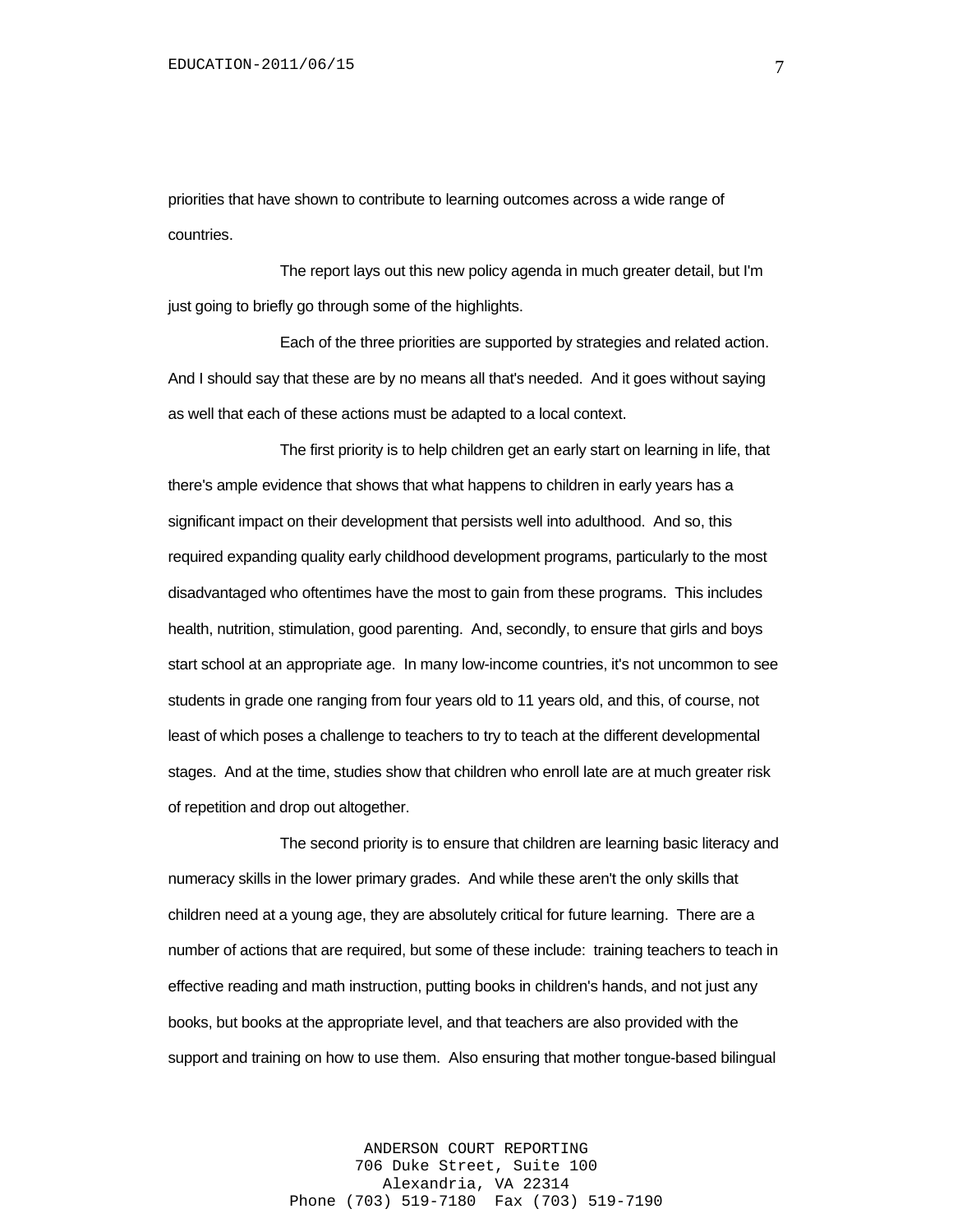priorities that have shown to contribute to learning outcomes across a wide range of countries.

The report lays out this new policy agenda in much greater detail, but I'm just going to briefly go through some of the highlights.

Each of the three priorities are supported by strategies and related action. And I should say that these are by no means all that's needed. And it goes without saying as well that each of these actions must be adapted to a local context.

The first priority is to help children get an early start on learning in life, that there's ample evidence that shows that what happens to children in early years has a significant impact on their development that persists well into adulthood. And so, this required expanding quality early childhood development programs, particularly to the most disadvantaged who oftentimes have the most to gain from these programs. This includes health, nutrition, stimulation, good parenting. And, secondly, to ensure that girls and boys start school at an appropriate age. In many low-income countries, it's not uncommon to see students in grade one ranging from four years old to 11 years old, and this, of course, not least of which poses a challenge to teachers to try to teach at the different developmental stages. And at the time, studies show that children who enroll late are at much greater risk of repetition and drop out altogether.

The second priority is to ensure that children are learning basic literacy and numeracy skills in the lower primary grades. And while these aren't the only skills that children need at a young age, they are absolutely critical for future learning. There are a number of actions that are required, but some of these include: training teachers to teach in effective reading and math instruction, putting books in children's hands, and not just any books, but books at the appropriate level, and that teachers are also provided with the support and training on how to use them. Also ensuring that mother tongue-based bilingual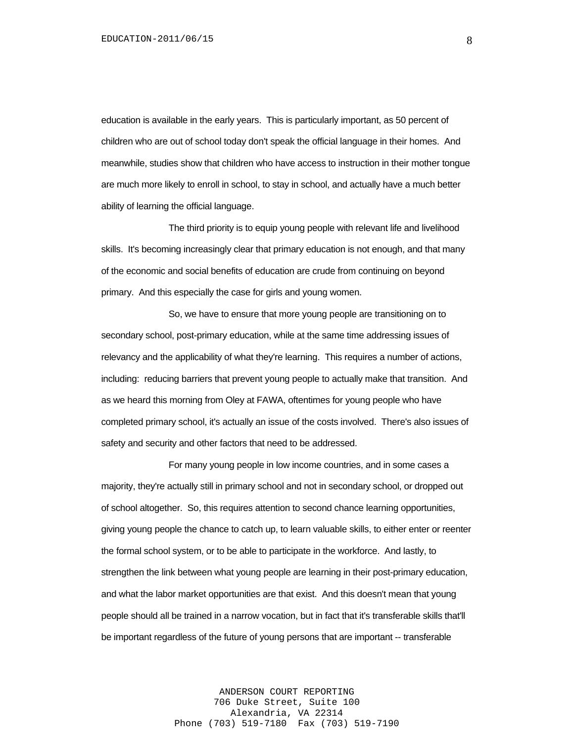education is available in the early years. This is particularly important, as 50 percent of children who are out of school today don't speak the official language in their homes. And meanwhile, studies show that children who have access to instruction in their mother tongue are much more likely to enroll in school, to stay in school, and actually have a much better ability of learning the official language.

The third priority is to equip young people with relevant life and livelihood skills. It's becoming increasingly clear that primary education is not enough, and that many of the economic and social benefits of education are crude from continuing on beyond primary. And this especially the case for girls and young women.

So, we have to ensure that more young people are transitioning on to secondary school, post-primary education, while at the same time addressing issues of relevancy and the applicability of what they're learning. This requires a number of actions, including: reducing barriers that prevent young people to actually make that transition. And as we heard this morning from Oley at FAWA, oftentimes for young people who have completed primary school, it's actually an issue of the costs involved. There's also issues of safety and security and other factors that need to be addressed.

For many young people in low income countries, and in some cases a majority, they're actually still in primary school and not in secondary school, or dropped out of school altogether. So, this requires attention to second chance learning opportunities, giving young people the chance to catch up, to learn valuable skills, to either enter or reenter the formal school system, or to be able to participate in the workforce. And lastly, to strengthen the link between what young people are learning in their post-primary education, and what the labor market opportunities are that exist. And this doesn't mean that young people should all be trained in a narrow vocation, but in fact that it's transferable skills that'll be important regardless of the future of young persons that are important -- transferable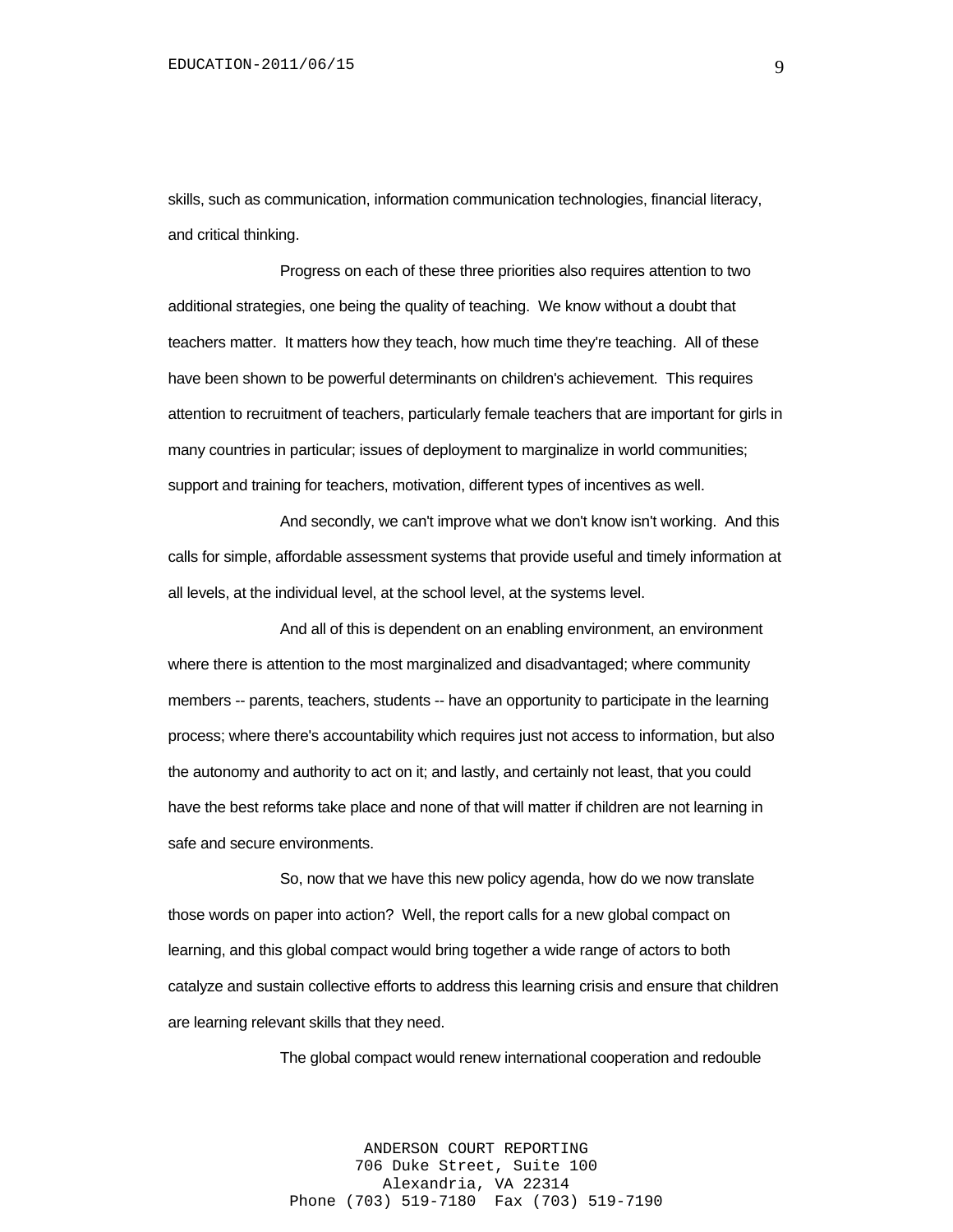skills, such as communication, information communication technologies, financial literacy, and critical thinking.

Progress on each of these three priorities also requires attention to two additional strategies, one being the quality of teaching. We know without a doubt that teachers matter. It matters how they teach, how much time they're teaching. All of these have been shown to be powerful determinants on children's achievement. This requires attention to recruitment of teachers, particularly female teachers that are important for girls in many countries in particular; issues of deployment to marginalize in world communities; support and training for teachers, motivation, different types of incentives as well.

And secondly, we can't improve what we don't know isn't working. And this calls for simple, affordable assessment systems that provide useful and timely information at all levels, at the individual level, at the school level, at the systems level.

And all of this is dependent on an enabling environment, an environment where there is attention to the most marginalized and disadvantaged; where community members -- parents, teachers, students -- have an opportunity to participate in the learning process; where there's accountability which requires just not access to information, but also the autonomy and authority to act on it; and lastly, and certainly not least, that you could have the best reforms take place and none of that will matter if children are not learning in safe and secure environments.

So, now that we have this new policy agenda, how do we now translate those words on paper into action? Well, the report calls for a new global compact on learning, and this global compact would bring together a wide range of actors to both catalyze and sustain collective efforts to address this learning crisis and ensure that children are learning relevant skills that they need.

The global compact would renew international cooperation and redouble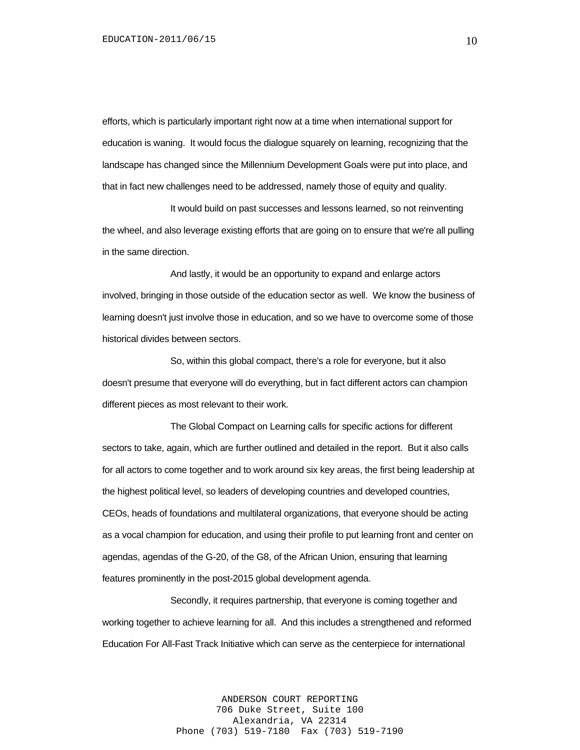efforts, which is particularly important right now at a time when international support for education is waning. It would focus the dialogue squarely on learning, recognizing that the landscape has changed since the Millennium Development Goals were put into place, and that in fact new challenges need to be addressed, namely those of equity and quality.

It would build on past successes and lessons learned, so not reinventing the wheel, and also leverage existing efforts that are going on to ensure that we're all pulling in the same direction.

And lastly, it would be an opportunity to expand and enlarge actors involved, bringing in those outside of the education sector as well. We know the business of learning doesn't just involve those in education, and so we have to overcome some of those historical divides between sectors.

So, within this global compact, there's a role for everyone, but it also doesn't presume that everyone will do everything, but in fact different actors can champion different pieces as most relevant to their work.

The Global Compact on Learning calls for specific actions for different sectors to take, again, which are further outlined and detailed in the report. But it also calls for all actors to come together and to work around six key areas, the first being leadership at the highest political level, so leaders of developing countries and developed countries, CEOs, heads of foundations and multilateral organizations, that everyone should be acting as a vocal champion for education, and using their profile to put learning front and center on agendas, agendas of the G-20, of the G8, of the African Union, ensuring that learning features prominently in the post-2015 global development agenda.

Secondly, it requires partnership, that everyone is coming together and working together to achieve learning for all. And this includes a strengthened and reformed Education For All-Fast Track Initiative which can serve as the centerpiece for international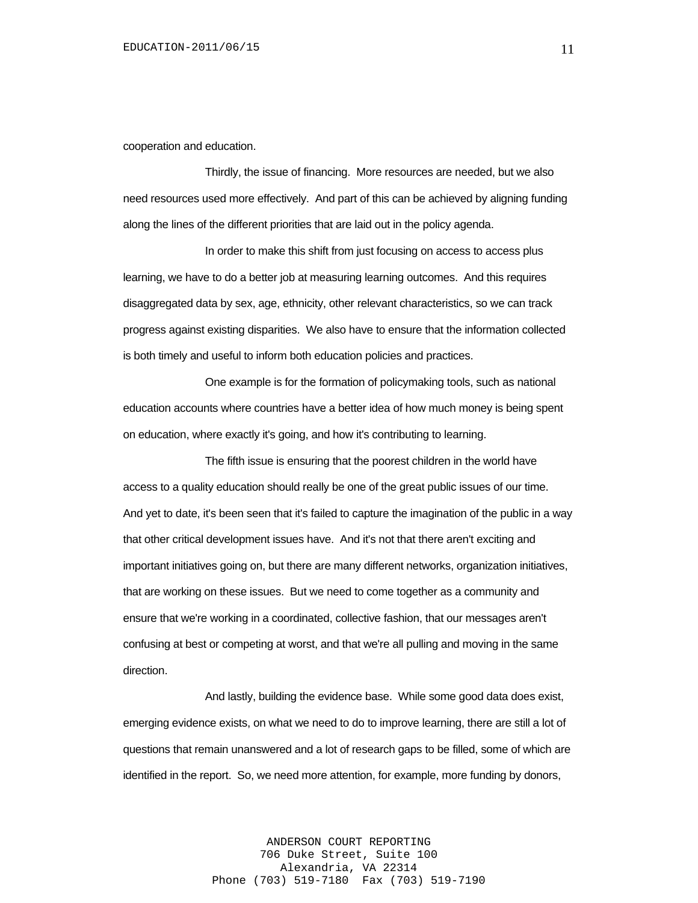cooperation and education.

Thirdly, the issue of financing. More resources are needed, but we also need resources used more effectively. And part of this can be achieved by aligning funding along the lines of the different priorities that are laid out in the policy agenda.

In order to make this shift from just focusing on access to access plus learning, we have to do a better job at measuring learning outcomes. And this requires disaggregated data by sex, age, ethnicity, other relevant characteristics, so we can track progress against existing disparities. We also have to ensure that the information collected is both timely and useful to inform both education policies and practices.

One example is for the formation of policymaking tools, such as national education accounts where countries have a better idea of how much money is being spent on education, where exactly it's going, and how it's contributing to learning.

The fifth issue is ensuring that the poorest children in the world have access to a quality education should really be one of the great public issues of our time. And yet to date, it's been seen that it's failed to capture the imagination of the public in a way that other critical development issues have. And it's not that there aren't exciting and important initiatives going on, but there are many different networks, organization initiatives, that are working on these issues. But we need to come together as a community and ensure that we're working in a coordinated, collective fashion, that our messages aren't confusing at best or competing at worst, and that we're all pulling and moving in the same direction.

And lastly, building the evidence base. While some good data does exist, emerging evidence exists, on what we need to do to improve learning, there are still a lot of questions that remain unanswered and a lot of research gaps to be filled, some of which are identified in the report. So, we need more attention, for example, more funding by donors,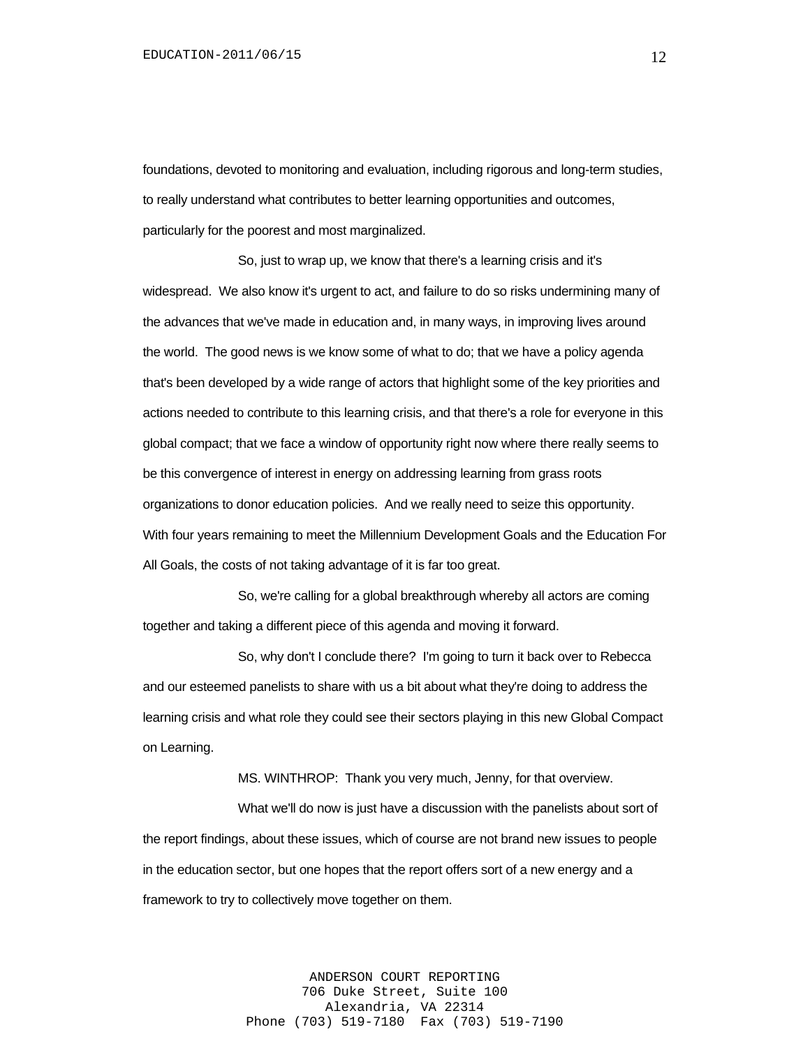foundations, devoted to monitoring and evaluation, including rigorous and long-term studies, to really understand what contributes to better learning opportunities and outcomes, particularly for the poorest and most marginalized.

So, just to wrap up, we know that there's a learning crisis and it's widespread. We also know it's urgent to act, and failure to do so risks undermining many of the advances that we've made in education and, in many ways, in improving lives around the world. The good news is we know some of what to do; that we have a policy agenda that's been developed by a wide range of actors that highlight some of the key priorities and actions needed to contribute to this learning crisis, and that there's a role for everyone in this global compact; that we face a window of opportunity right now where there really seems to be this convergence of interest in energy on addressing learning from grass roots organizations to donor education policies. And we really need to seize this opportunity. With four years remaining to meet the Millennium Development Goals and the Education For All Goals, the costs of not taking advantage of it is far too great.

So, we're calling for a global breakthrough whereby all actors are coming together and taking a different piece of this agenda and moving it forward.

So, why don't I conclude there? I'm going to turn it back over to Rebecca and our esteemed panelists to share with us a bit about what they're doing to address the learning crisis and what role they could see their sectors playing in this new Global Compact on Learning.

MS. WINTHROP: Thank you very much, Jenny, for that overview.

What we'll do now is just have a discussion with the panelists about sort of the report findings, about these issues, which of course are not brand new issues to people in the education sector, but one hopes that the report offers sort of a new energy and a framework to try to collectively move together on them.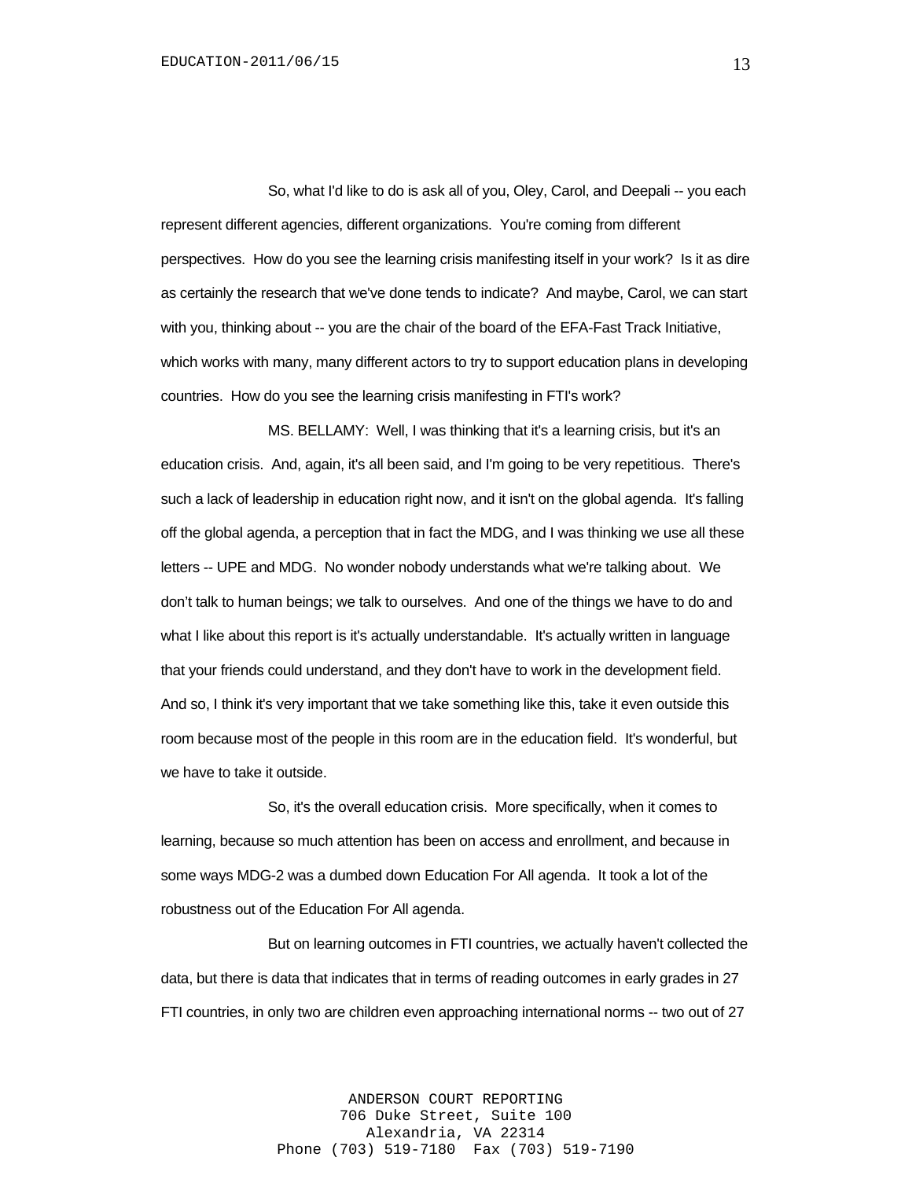So, what I'd like to do is ask all of you, Oley, Carol, and Deepali -- you each represent different agencies, different organizations. You're coming from different perspectives. How do you see the learning crisis manifesting itself in your work? Is it as dire as certainly the research that we've done tends to indicate? And maybe, Carol, we can start with you, thinking about -- you are the chair of the board of the EFA-Fast Track Initiative, which works with many, many different actors to try to support education plans in developing countries. How do you see the learning crisis manifesting in FTI's work?

MS. BELLAMY: Well, I was thinking that it's a learning crisis, but it's an education crisis. And, again, it's all been said, and I'm going to be very repetitious. There's such a lack of leadership in education right now, and it isn't on the global agenda. It's falling off the global agenda, a perception that in fact the MDG, and I was thinking we use all these letters -- UPE and MDG. No wonder nobody understands what we're talking about. We don't talk to human beings; we talk to ourselves. And one of the things we have to do and what I like about this report is it's actually understandable. It's actually written in language that your friends could understand, and they don't have to work in the development field. And so, I think it's very important that we take something like this, take it even outside this room because most of the people in this room are in the education field. It's wonderful, but we have to take it outside.

So, it's the overall education crisis. More specifically, when it comes to learning, because so much attention has been on access and enrollment, and because in some ways MDG-2 was a dumbed down Education For All agenda. It took a lot of the robustness out of the Education For All agenda.

But on learning outcomes in FTI countries, we actually haven't collected the data, but there is data that indicates that in terms of reading outcomes in early grades in 27 FTI countries, in only two are children even approaching international norms -- two out of 27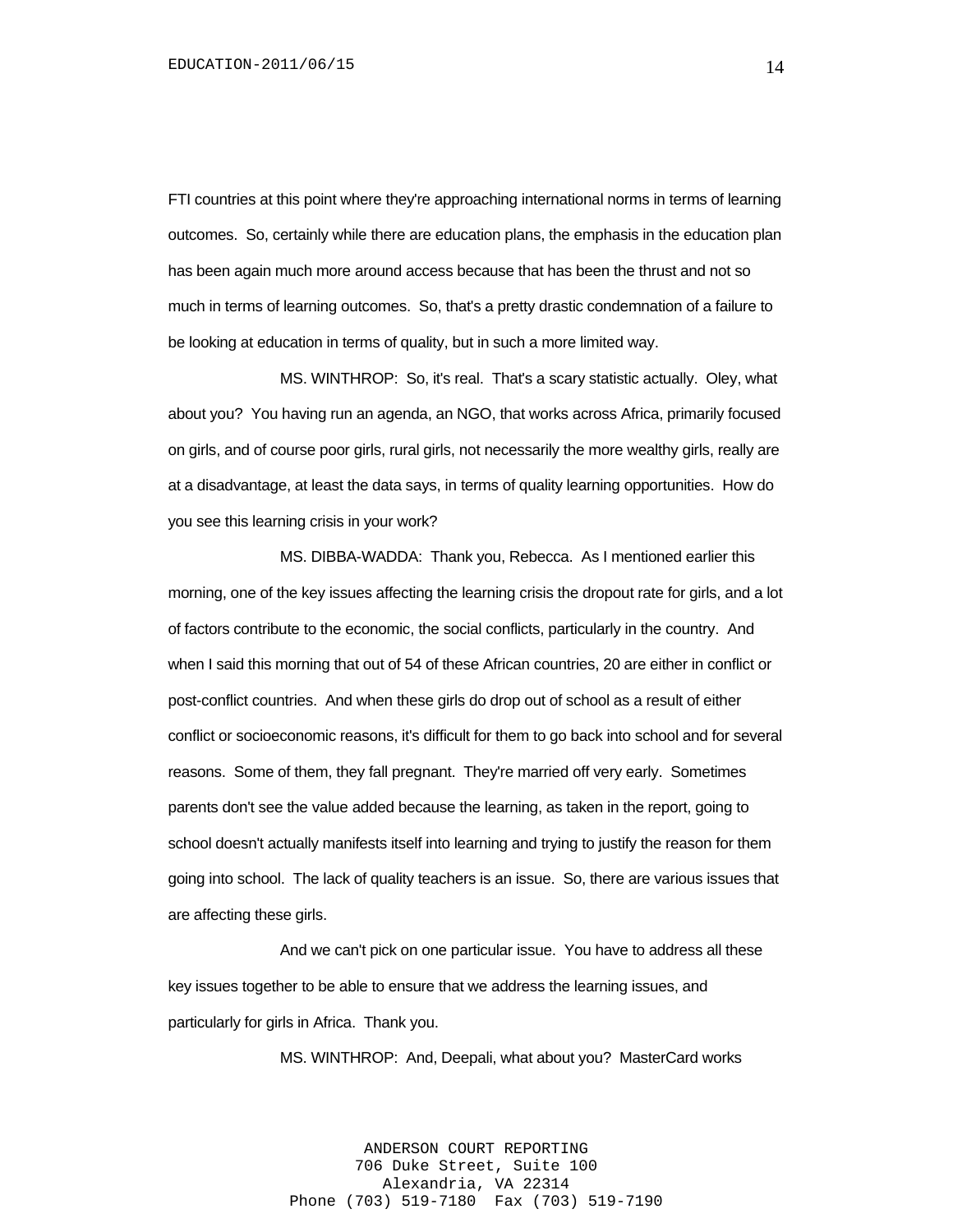FTI countries at this point where they're approaching international norms in terms of learning outcomes. So, certainly while there are education plans, the emphasis in the education plan has been again much more around access because that has been the thrust and not so much in terms of learning outcomes. So, that's a pretty drastic condemnation of a failure to be looking at education in terms of quality, but in such a more limited way.

MS. WINTHROP: So, it's real. That's a scary statistic actually. Oley, what about you? You having run an agenda, an NGO, that works across Africa, primarily focused on girls, and of course poor girls, rural girls, not necessarily the more wealthy girls, really are at a disadvantage, at least the data says, in terms of quality learning opportunities. How do you see this learning crisis in your work?

MS. DIBBA-WADDA: Thank you, Rebecca. As I mentioned earlier this morning, one of the key issues affecting the learning crisis the dropout rate for girls, and a lot of factors contribute to the economic, the social conflicts, particularly in the country. And when I said this morning that out of 54 of these African countries, 20 are either in conflict or post-conflict countries. And when these girls do drop out of school as a result of either conflict or socioeconomic reasons, it's difficult for them to go back into school and for several reasons. Some of them, they fall pregnant. They're married off very early. Sometimes parents don't see the value added because the learning, as taken in the report, going to school doesn't actually manifests itself into learning and trying to justify the reason for them going into school. The lack of quality teachers is an issue. So, there are various issues that are affecting these girls.

And we can't pick on one particular issue. You have to address all these key issues together to be able to ensure that we address the learning issues, and particularly for girls in Africa. Thank you.

MS. WINTHROP: And, Deepali, what about you? MasterCard works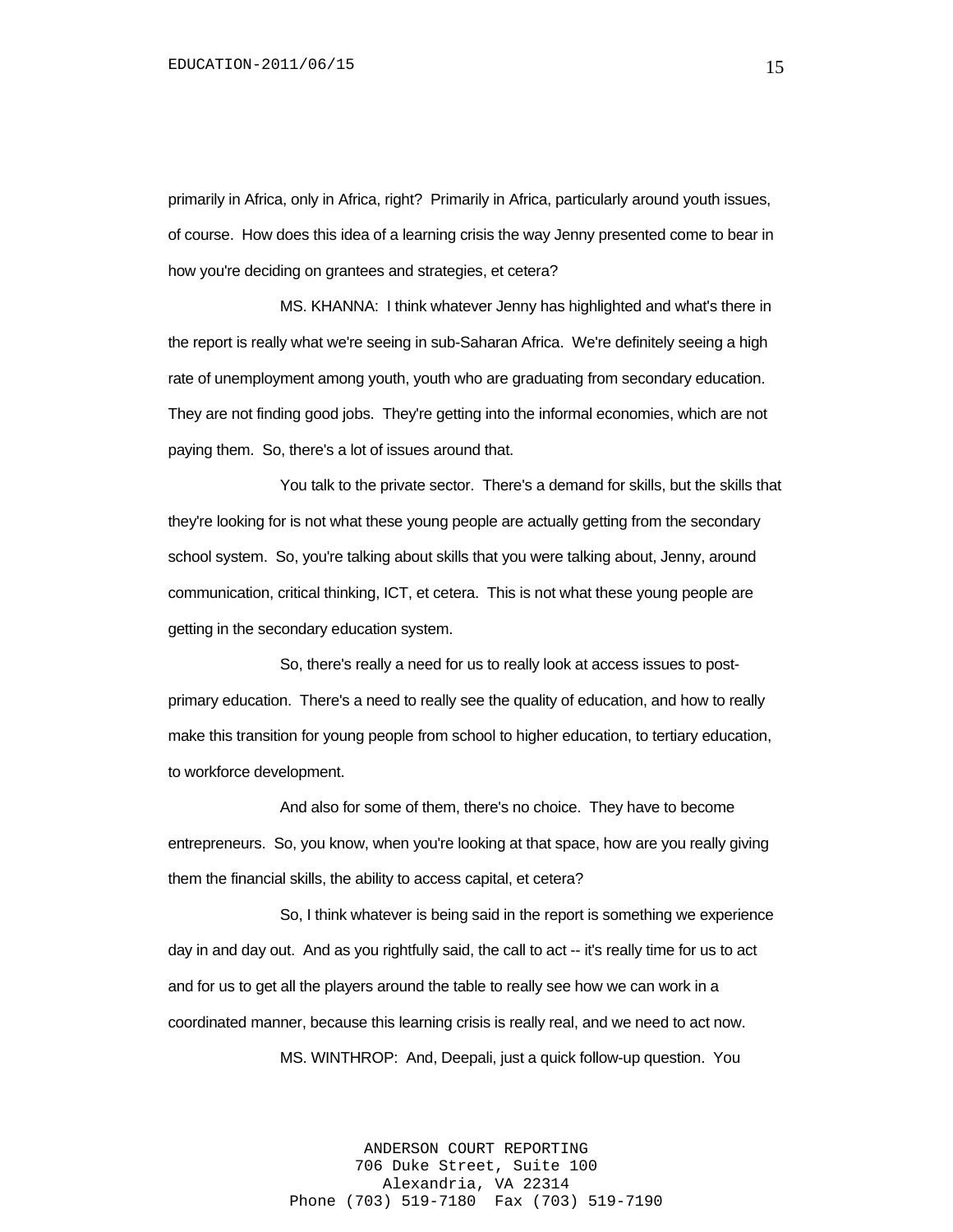primarily in Africa, only in Africa, right? Primarily in Africa, particularly around youth issues, of course. How does this idea of a learning crisis the way Jenny presented come to bear in how you're deciding on grantees and strategies, et cetera?

MS. KHANNA: I think whatever Jenny has highlighted and what's there in the report is really what we're seeing in sub-Saharan Africa. We're definitely seeing a high rate of unemployment among youth, youth who are graduating from secondary education. They are not finding good jobs. They're getting into the informal economies, which are not paying them. So, there's a lot of issues around that.

You talk to the private sector. There's a demand for skills, but the skills that they're looking for is not what these young people are actually getting from the secondary school system. So, you're talking about skills that you were talking about, Jenny, around communication, critical thinking, ICT, et cetera. This is not what these young people are getting in the secondary education system.

So, there's really a need for us to really look at access issues to post-primary education. There's a need to really see the quality of education, and how to really make this transition for young people from school to higher education, to tertiary education, to workforce development.

And also for some of them, there's no choice. They have to become entrepreneurs. So, you know, when you're looking at that space, how are you really giving them the financial skills, the ability to access capital, et cetera?

So, I think whatever is being said in the report is something we experience day in and day out. And as you rightfully said, the call to act -- it's really time for us to act and for us to get all the players around the table to really see how we can work in a coordinated manner, because this learning crisis is really real, and we need to act now.

MS. WINTHROP: And, Deepali, just a quick follow-up question. You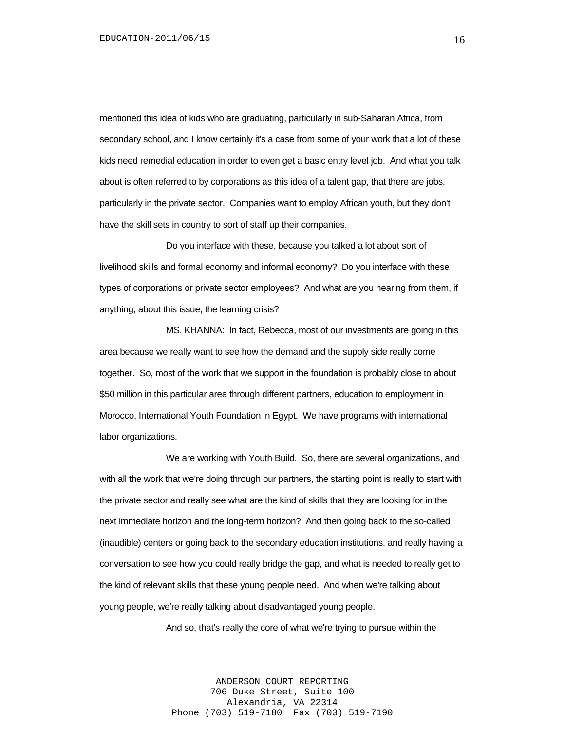mentioned this idea of kids who are graduating, particularly in sub-Saharan Africa, from secondary school, and I know certainly it's a case from some of your work that a lot of these kids need remedial education in order to even get a basic entry level job. And what you talk about is often referred to by corporations as this idea of a talent gap, that there are jobs, particularly in the private sector. Companies want to employ African youth, but they don't have the skill sets in country to sort of staff up their companies.

Do you interface with these, because you talked a lot about sort of livelihood skills and formal economy and informal economy? Do you interface with these types of corporations or private sector employees? And what are you hearing from them, if anything, about this issue, the learning crisis?

MS. KHANNA: In fact, Rebecca, most of our investments are going in this area because we really want to see how the demand and the supply side really come together. So, most of the work that we support in the foundation is probably close to about $50 million in this particular area through different partners, education to employment in Morocco, International Youth Foundation in Egypt. We have programs with international labor organizations.

We are working with Youth Build. So, there are several organizations, and with all the work that we're doing through our partners, the starting point is really to start with the private sector and really see what are the kind of skills that they are looking for in the next immediate horizon and the long-term horizon? And then going back to the so-called (inaudible) centers or going back to the secondary education institutions, and really having a conversation to see how you could really bridge the gap, and what is needed to really get to the kind of relevant skills that these young people need. And when we're talking about young people, we're really talking about disadvantaged young people.

And so, that's really the core of what we're trying to pursue within the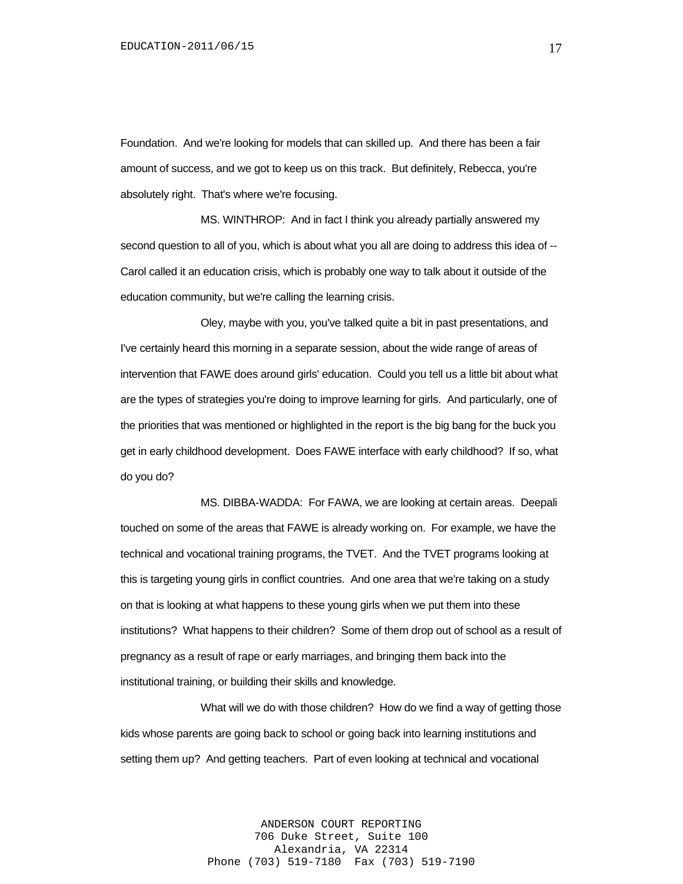Foundation. And we're looking for models that can skilled up. And there has been a fair amount of success, and we got to keep us on this track. But definitely, Rebecca, you're absolutely right. That's where we're focusing.

MS. WINTHROP: And in fact I think you already partially answered my second question to all of you, which is about what you all are doing to address this idea of -- Carol called it an education crisis, which is probably one way to talk about it outside of the education community, but we're calling the learning crisis.

Oley, maybe with you, you've talked quite a bit in past presentations, and I've certainly heard this morning in a separate session, about the wide range of areas of intervention that FAWE does around girls' education. Could you tell us a little bit about what are the types of strategies you're doing to improve learning for girls. And particularly, one of the priorities that was mentioned or highlighted in the report is the big bang for the buck you get in early childhood development. Does FAWE interface with early childhood? If so, what do you do?

MS. DIBBA-WADDA: For FAWA, we are looking at certain areas. Deepali touched on some of the areas that FAWE is already working on. For example, we have the technical and vocational training programs, the TVET. And the TVET programs looking at this is targeting young girls in conflict countries. And one area that we're taking on a study on that is looking at what happens to these young girls when we put them into these institutions? What happens to their children? Some of them drop out of school as a result of pregnancy as a result of rape or early marriages, and bringing them back into the institutional training, or building their skills and knowledge.

What will we do with those children? How do we find a way of getting those kids whose parents are going back to school or going back into learning institutions and setting them up? And getting teachers. Part of even looking at technical and vocational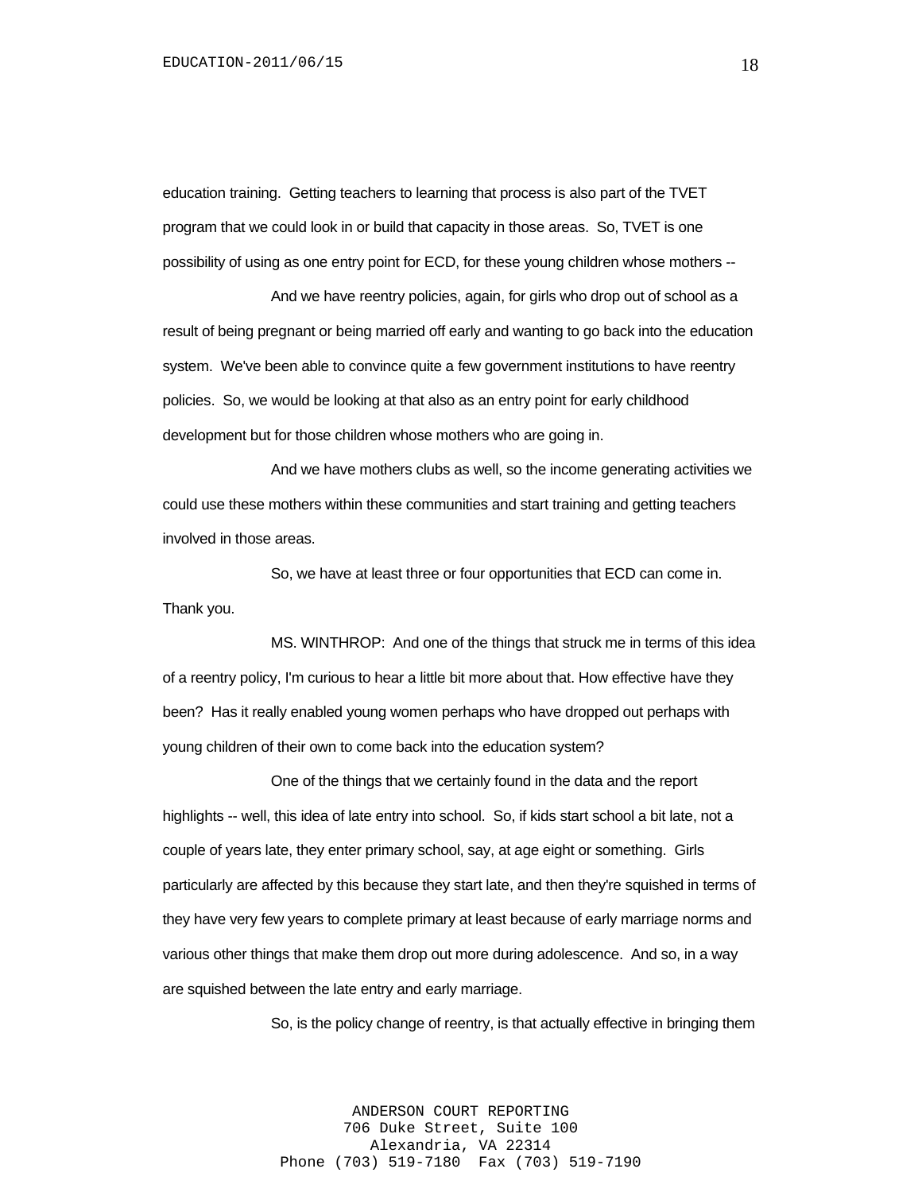education training. Getting teachers to learning that process is also part of the TVET program that we could look in or build that capacity in those areas. So, TVET is one possibility of using as one entry point for ECD, for these young children whose mothers --

And we have reentry policies, again, for girls who drop out of school as a result of being pregnant or being married off early and wanting to go back into the education system. We've been able to convince quite a few government institutions to have reentry policies. So, we would be looking at that also as an entry point for early childhood development but for those children whose mothers who are going in.

And we have mothers clubs as well, so the income generating activities we could use these mothers within these communities and start training and getting teachers involved in those areas.

So, we have at least three or four opportunities that ECD can come in. Thank you.

MS. WINTHROP: And one of the things that struck me in terms of this idea of a reentry policy, I'm curious to hear a little bit more about that. How effective have they been? Has it really enabled young women perhaps who have dropped out perhaps with young children of their own to come back into the education system?

One of the things that we certainly found in the data and the report highlights -- well, this idea of late entry into school. So, if kids start school a bit late, not a couple of years late, they enter primary school, say, at age eight or something. Girls particularly are affected by this because they start late, and then they're squished in terms of they have very few years to complete primary at least because of early marriage norms and various other things that make them drop out more during adolescence. And so, in a way are squished between the late entry and early marriage.

So, is the policy change of reentry, is that actually effective in bringing them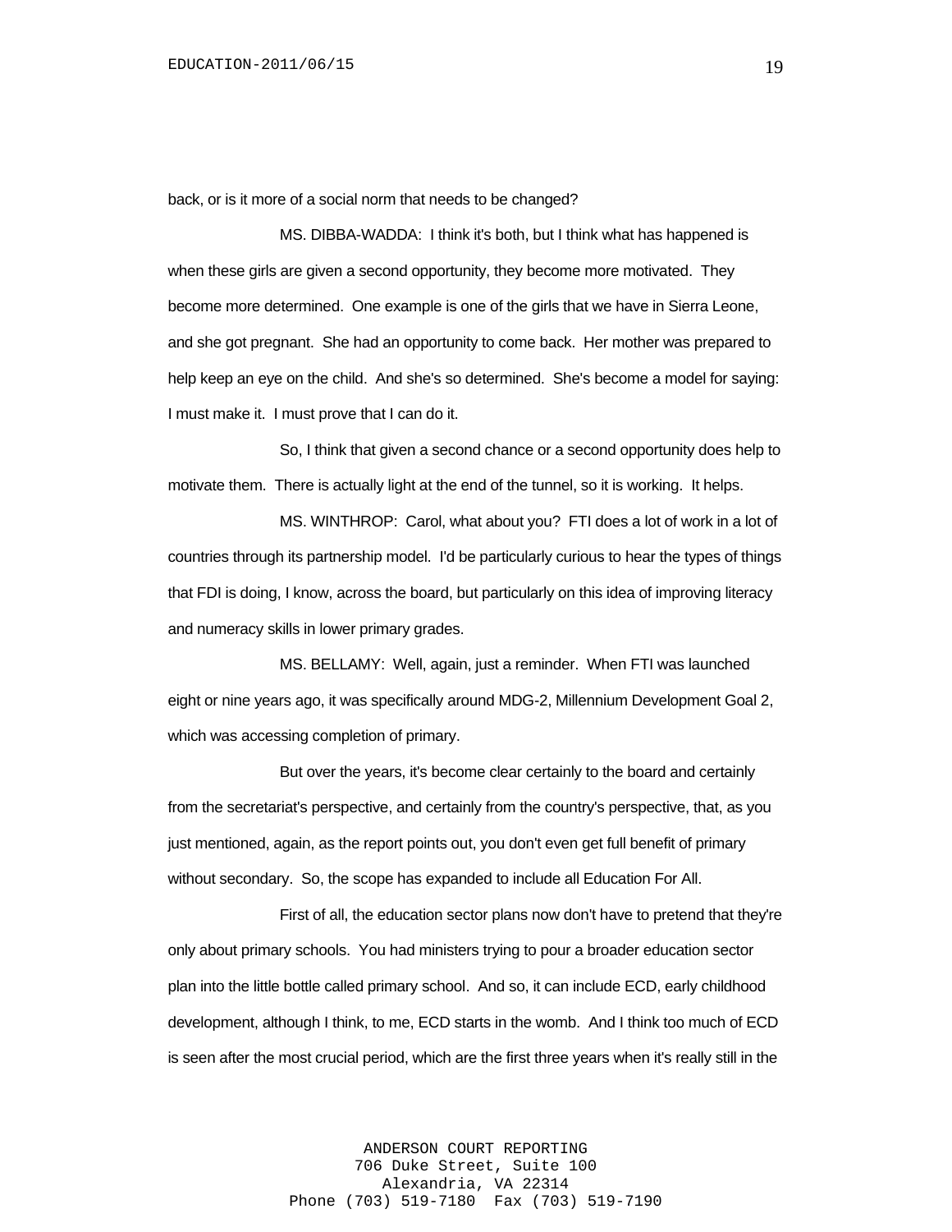back, or is it more of a social norm that needs to be changed?

MS. DIBBA-WADDA: I think it's both, but I think what has happened is when these girls are given a second opportunity, they become more motivated. They become more determined. One example is one of the girls that we have in Sierra Leone, and she got pregnant. She had an opportunity to come back. Her mother was prepared to help keep an eye on the child. And she's so determined. She's become a model for saying: I must make it. I must prove that I can do it.

So, I think that given a second chance or a second opportunity does help to motivate them. There is actually light at the end of the tunnel, so it is working. It helps.

MS. WINTHROP: Carol, what about you? FTI does a lot of work in a lot of countries through its partnership model. I'd be particularly curious to hear the types of things that FDI is doing, I know, across the board, but particularly on this idea of improving literacy and numeracy skills in lower primary grades.

MS. BELLAMY: Well, again, just a reminder. When FTI was launched eight or nine years ago, it was specifically around MDG-2, Millennium Development Goal 2, which was accessing completion of primary.

But over the years, it's become clear certainly to the board and certainly from the secretariat's perspective, and certainly from the country's perspective, that, as you just mentioned, again, as the report points out, you don't even get full benefit of primary without secondary. So, the scope has expanded to include all Education For All.

First of all, the education sector plans now don't have to pretend that they're only about primary schools. You had ministers trying to pour a broader education sector plan into the little bottle called primary school. And so, it can include ECD, early childhood development, although I think, to me, ECD starts in the womb. And I think too much of ECD is seen after the most crucial period, which are the first three years when it's really still in the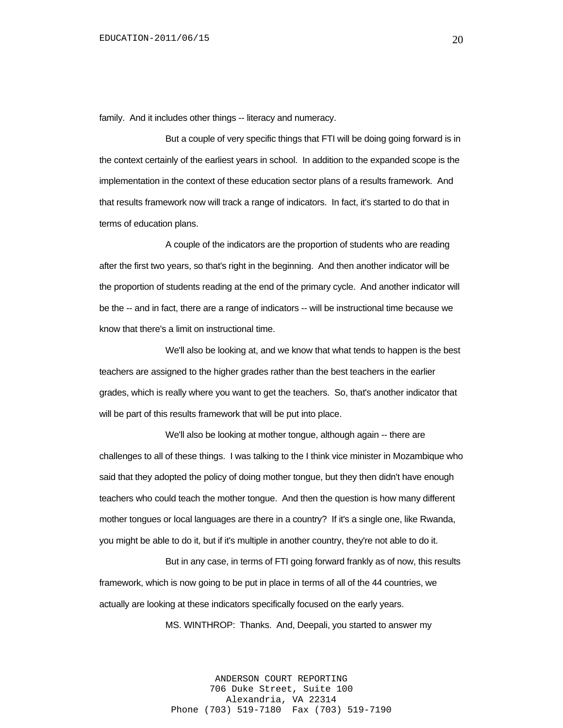family. And it includes other things -- literacy and numeracy.

But a couple of very specific things that FTI will be doing going forward is in the context certainly of the earliest years in school. In addition to the expanded scope is the implementation in the context of these education sector plans of a results framework. And that results framework now will track a range of indicators. In fact, it's started to do that in terms of education plans.

A couple of the indicators are the proportion of students who are reading after the first two years, so that's right in the beginning. And then another indicator will be the proportion of students reading at the end of the primary cycle. And another indicator will be the -- and in fact, there are a range of indicators -- will be instructional time because we know that there's a limit on instructional time.

We'll also be looking at, and we know that what tends to happen is the best teachers are assigned to the higher grades rather than the best teachers in the earlier grades, which is really where you want to get the teachers. So, that's another indicator that will be part of this results framework that will be put into place.

We'll also be looking at mother tongue, although again -- there are challenges to all of these things. I was talking to the I think vice minister in Mozambique who said that they adopted the policy of doing mother tongue, but they then didn't have enough teachers who could teach the mother tongue. And then the question is how many different mother tongues or local languages are there in a country? If it's a single one, like Rwanda, you might be able to do it, but if it's multiple in another country, they're not able to do it.

But in any case, in terms of FTI going forward frankly as of now, this results framework, which is now going to be put in place in terms of all of the 44 countries, we actually are looking at these indicators specifically focused on the early years.

MS. WINTHROP: Thanks. And, Deepali, you started to answer my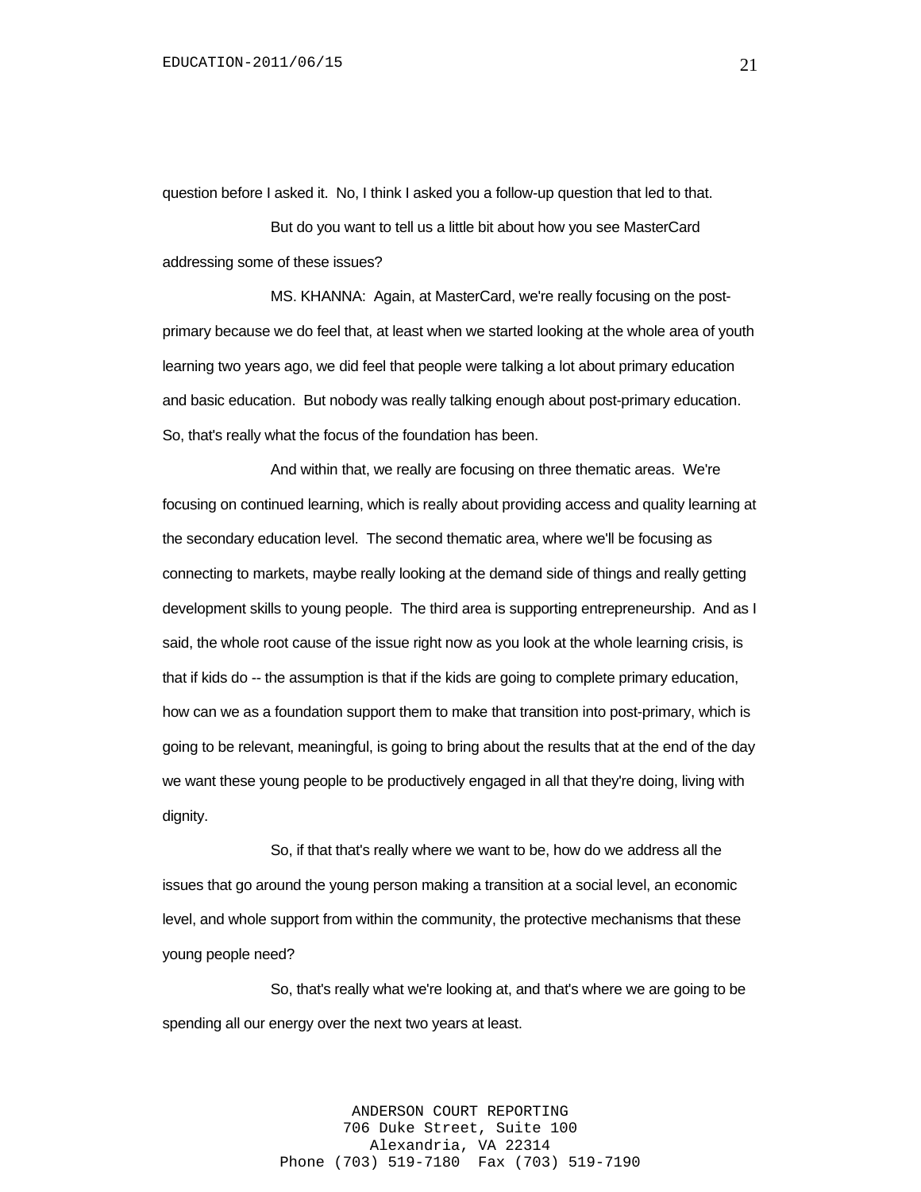question before I asked it. No, I think I asked you a follow-up question that led to that.

But do you want to tell us a little bit about how you see MasterCard addressing some of these issues?

MS. KHANNA: Again, at MasterCard, we're really focusing on the post-primary because we do feel that, at least when we started looking at the whole area of youth learning two years ago, we did feel that people were talking a lot about primary education and basic education. But nobody was really talking enough about post-primary education. So, that's really what the focus of the foundation has been.

And within that, we really are focusing on three thematic areas. We're focusing on continued learning, which is really about providing access and quality learning at the secondary education level. The second thematic area, where we'll be focusing as connecting to markets, maybe really looking at the demand side of things and really getting development skills to young people. The third area is supporting entrepreneurship. And as I said, the whole root cause of the issue right now as you look at the whole learning crisis, is that if kids do -- the assumption is that if the kids are going to complete primary education, how can we as a foundation support them to make that transition into post-primary, which is going to be relevant, meaningful, is going to bring about the results that at the end of the day we want these young people to be productively engaged in all that they're doing, living with dignity.

So, if that that's really where we want to be, how do we address all the issues that go around the young person making a transition at a social level, an economic level, and whole support from within the community, the protective mechanisms that these young people need?

So, that's really what we're looking at, and that's where we are going to be spending all our energy over the next two years at least.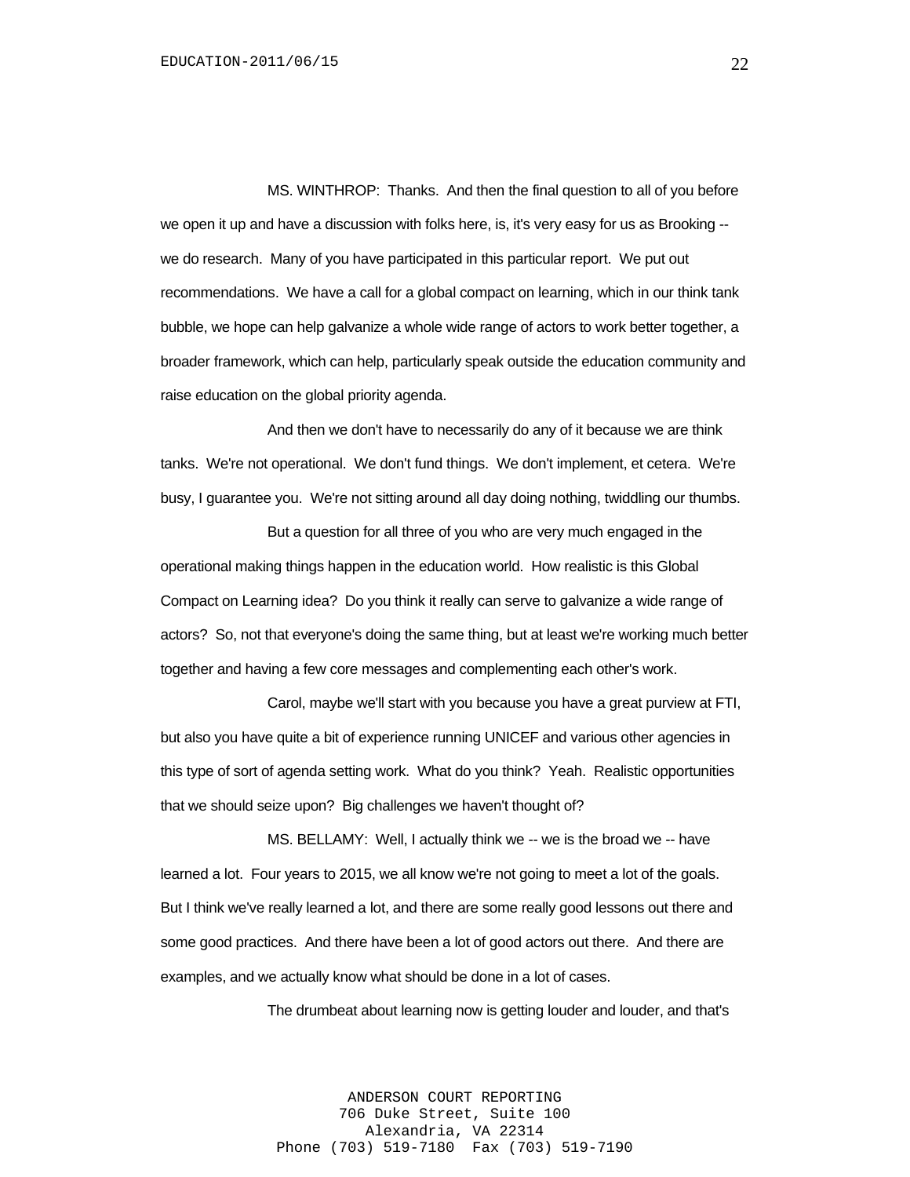MS. WINTHROP: Thanks. And then the final question to all of you before we open it up and have a discussion with folks here, is, it's very easy for us as Brooking -- we do research. Many of you have participated in this particular report. We put out recommendations. We have a call for a global compact on learning, which in our think tank bubble, we hope can help galvanize a whole wide range of actors to work better together, a broader framework, which can help, particularly speak outside the education community and raise education on the global priority agenda.

And then we don't have to necessarily do any of it because we are think tanks. We're not operational. We don't fund things. We don't implement, et cetera. We're busy, I guarantee you. We're not sitting around all day doing nothing, twiddling our thumbs.

But a question for all three of you who are very much engaged in the operational making things happen in the education world. How realistic is this Global Compact on Learning idea? Do you think it really can serve to galvanize a wide range of actors? So, not that everyone's doing the same thing, but at least we're working much better together and having a few core messages and complementing each other's work.

Carol, maybe we'll start with you because you have a great purview at FTI, but also you have quite a bit of experience running UNICEF and various other agencies in this type of sort of agenda setting work. What do you think? Yeah. Realistic opportunities that we should seize upon? Big challenges we haven't thought of?

MS. BELLAMY: Well, I actually think we -- we is the broad we -- have learned a lot. Four years to 2015, we all know we're not going to meet a lot of the goals. But I think we've really learned a lot, and there are some really good lessons out there and some good practices. And there have been a lot of good actors out there. And there are examples, and we actually know what should be done in a lot of cases.

The drumbeat about learning now is getting louder and louder, and that's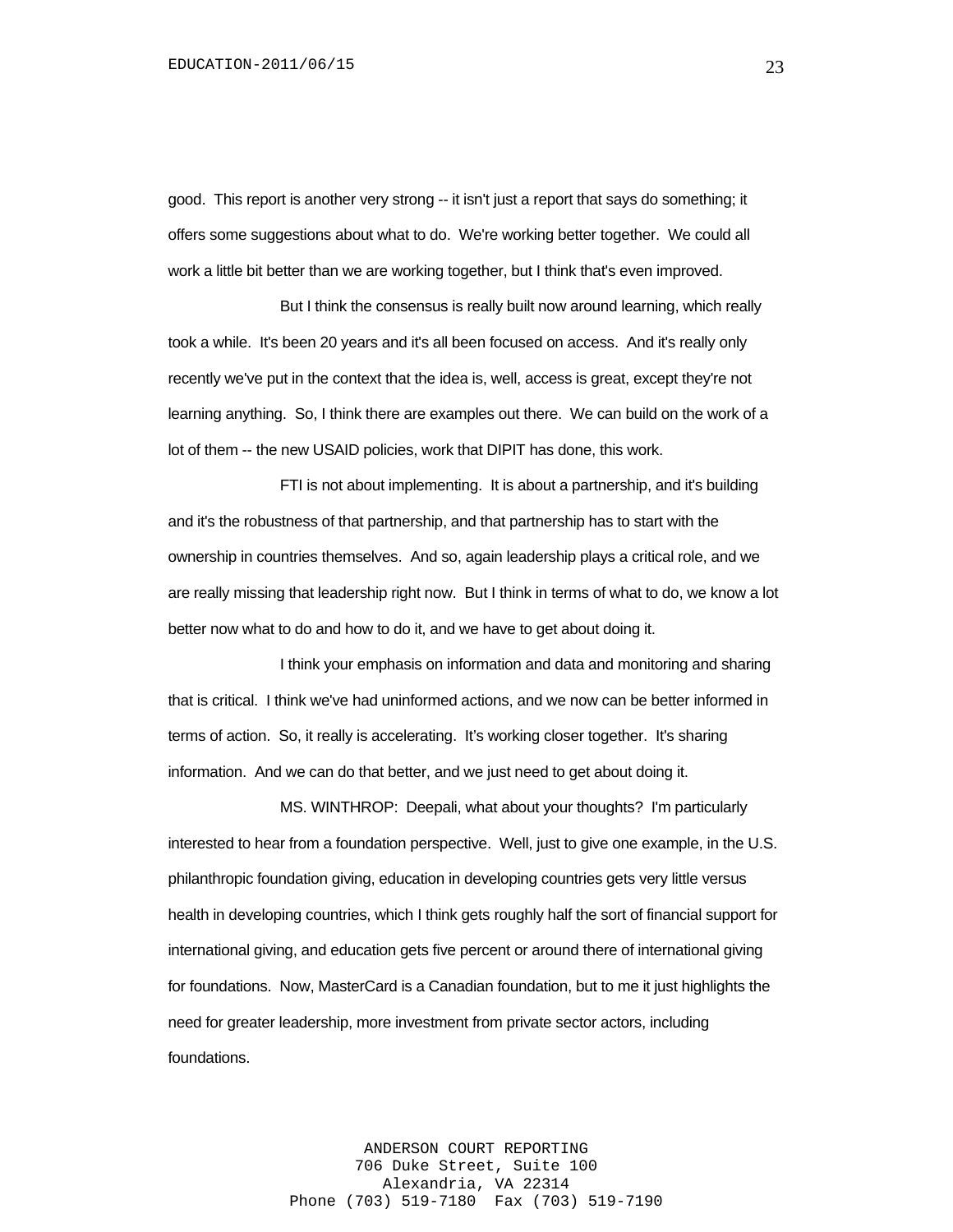good. This report is another very strong -- it isn't just a report that says do something; it offers some suggestions about what to do. We're working better together. We could all work a little bit better than we are working together, but I think that's even improved.

But I think the consensus is really built now around learning, which really took a while. It's been 20 years and it's all been focused on access. And it's really only recently we've put in the context that the idea is, well, access is great, except they're not learning anything. So, I think there are examples out there. We can build on the work of a lot of them -- the new USAID policies, work that DIPIT has done, this work.

FTI is not about implementing. It is about a partnership, and it's building and it's the robustness of that partnership, and that partnership has to start with the ownership in countries themselves. And so, again leadership plays a critical role, and we are really missing that leadership right now. But I think in terms of what to do, we know a lot better now what to do and how to do it, and we have to get about doing it.

I think your emphasis on information and data and monitoring and sharing that is critical. I think we've had uninformed actions, and we now can be better informed in terms of action. So, it really is accelerating. It's working closer together. It's sharing information. And we can do that better, and we just need to get about doing it.

MS. WINTHROP: Deepali, what about your thoughts? I'm particularly interested to hear from a foundation perspective. Well, just to give one example, in the U.S. philanthropic foundation giving, education in developing countries gets very little versus health in developing countries, which I think gets roughly half the sort of financial support for international giving, and education gets five percent or around there of international giving for foundations. Now, MasterCard is a Canadian foundation, but to me it just highlights the need for greater leadership, more investment from private sector actors, including foundations.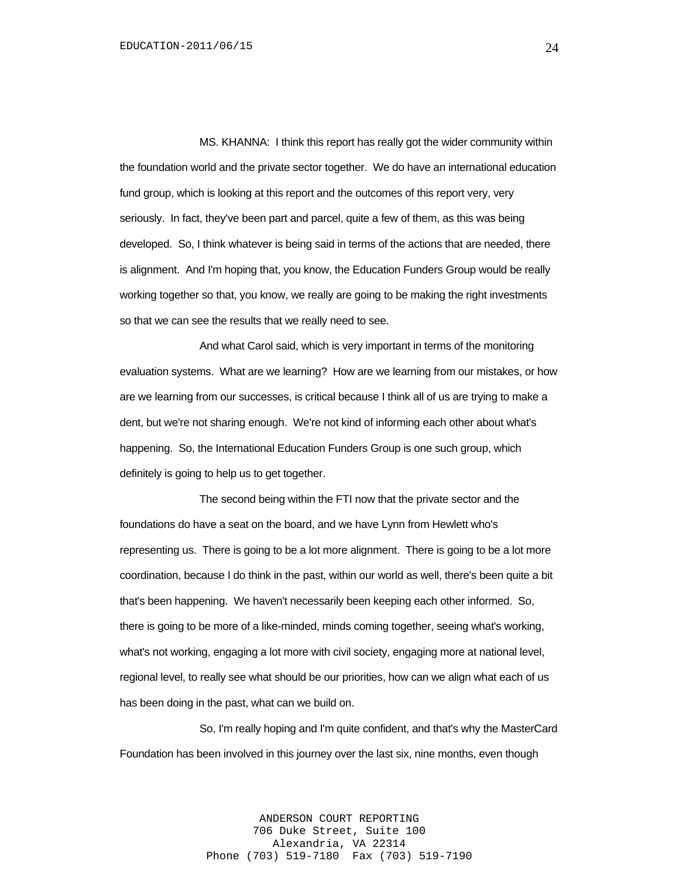MS. KHANNA: I think this report has really got the wider community within the foundation world and the private sector together. We do have an international education fund group, which is looking at this report and the outcomes of this report very, very seriously. In fact, they've been part and parcel, quite a few of them, as this was being developed. So, I think whatever is being said in terms of the actions that are needed, there is alignment. And I'm hoping that, you know, the Education Funders Group would be really working together so that, you know, we really are going to be making the right investments so that we can see the results that we really need to see.

And what Carol said, which is very important in terms of the monitoring evaluation systems. What are we learning? How are we learning from our mistakes, or how are we learning from our successes, is critical because I think all of us are trying to make a dent, but we're not sharing enough. We're not kind of informing each other about what's happening. So, the International Education Funders Group is one such group, which definitely is going to help us to get together.

The second being within the FTI now that the private sector and the foundations do have a seat on the board, and we have Lynn from Hewlett who's representing us. There is going to be a lot more alignment. There is going to be a lot more coordination, because I do think in the past, within our world as well, there's been quite a bit that's been happening. We haven't necessarily been keeping each other informed. So, there is going to be more of a like-minded, minds coming together, seeing what's working, what's not working, engaging a lot more with civil society, engaging more at national level, regional level, to really see what should be our priorities, how can we align what each of us has been doing in the past, what can we build on.

So, I'm really hoping and I'm quite confident, and that's why the MasterCard Foundation has been involved in this journey over the last six, nine months, even though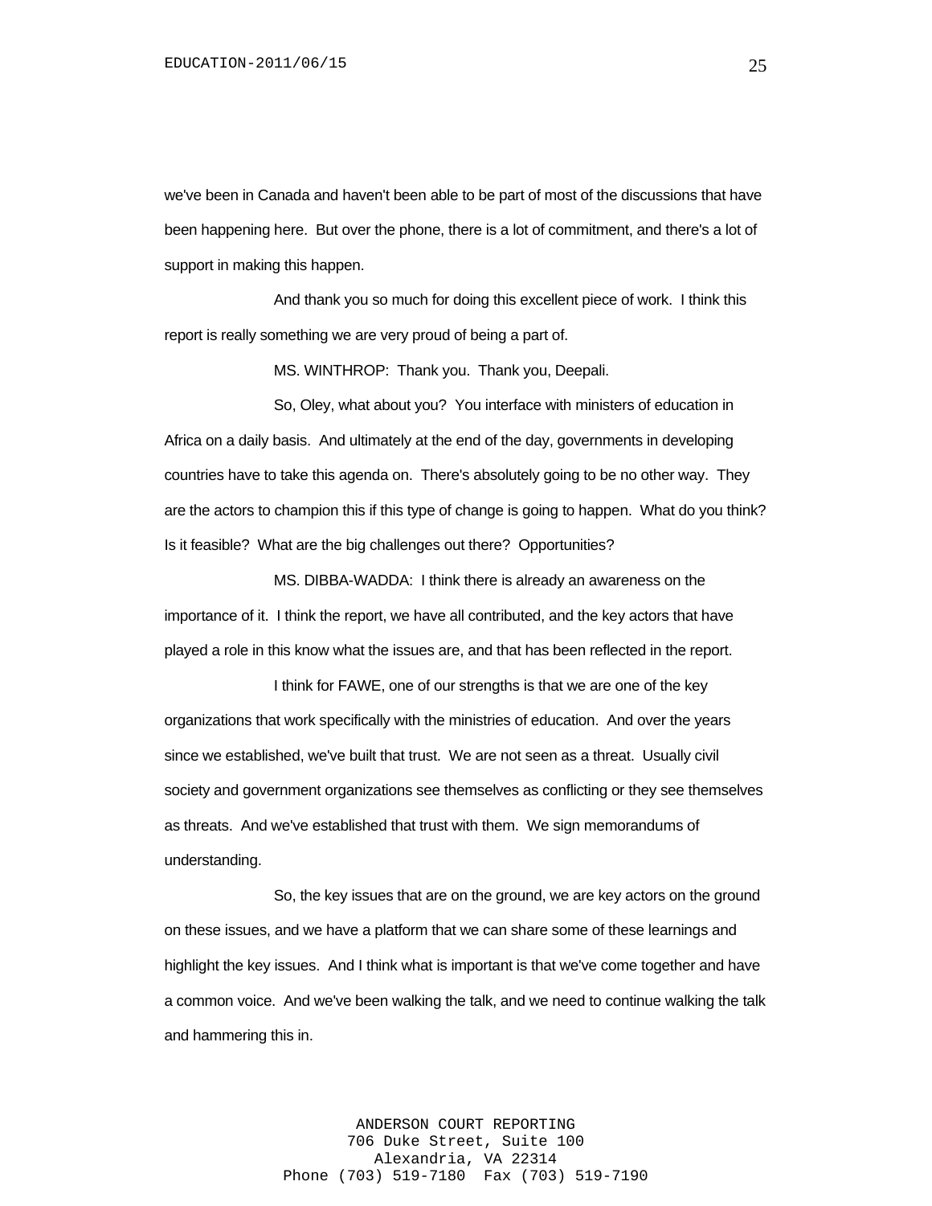we've been in Canada and haven't been able to be part of most of the discussions that have been happening here. But over the phone, there is a lot of commitment, and there's a lot of support in making this happen.

And thank you so much for doing this excellent piece of work. I think this report is really something we are very proud of being a part of.

MS. WINTHROP: Thank you. Thank you, Deepali.

So, Oley, what about you? You interface with ministers of education in Africa on a daily basis. And ultimately at the end of the day, governments in developing countries have to take this agenda on. There's absolutely going to be no other way. They are the actors to champion this if this type of change is going to happen. What do you think? Is it feasible? What are the big challenges out there? Opportunities?

MS. DIBBA-WADDA: I think there is already an awareness on the importance of it. I think the report, we have all contributed, and the key actors that have played a role in this know what the issues are, and that has been reflected in the report.

I think for FAWE, one of our strengths is that we are one of the key organizations that work specifically with the ministries of education. And over the years since we established, we've built that trust. We are not seen as a threat. Usually civil society and government organizations see themselves as conflicting or they see themselves as threats. And we've established that trust with them. We sign memorandums of understanding.

So, the key issues that are on the ground, we are key actors on the ground on these issues, and we have a platform that we can share some of these learnings and highlight the key issues. And I think what is important is that we've come together and have a common voice. And we've been walking the talk, and we need to continue walking the talk and hammering this in.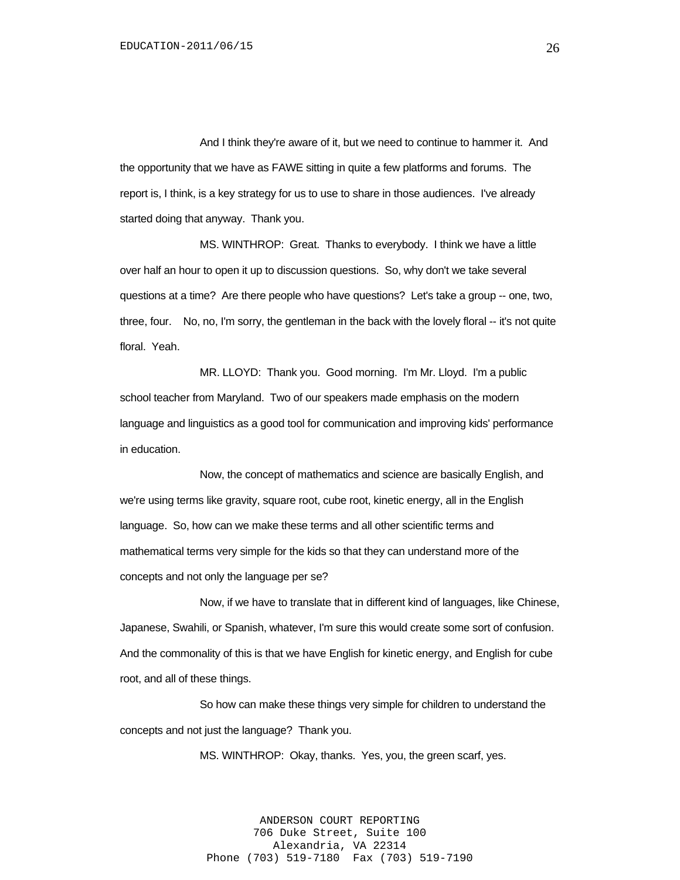And I think they're aware of it, but we need to continue to hammer it. And the opportunity that we have as FAWE sitting in quite a few platforms and forums. The report is, I think, is a key strategy for us to use to share in those audiences. I've already started doing that anyway. Thank you.

MS. WINTHROP: Great. Thanks to everybody. I think we have a little over half an hour to open it up to discussion questions. So, why don't we take several questions at a time? Are there people who have questions? Let's take a group -- one, two, three, four. No, no, I'm sorry, the gentleman in the back with the lovely floral -- it's not quite floral. Yeah.

MR. LLOYD: Thank you. Good morning. I'm Mr. Lloyd. I'm a public school teacher from Maryland. Two of our speakers made emphasis on the modern language and linguistics as a good tool for communication and improving kids' performance in education.

Now, the concept of mathematics and science are basically English, and we're using terms like gravity, square root, cube root, kinetic energy, all in the English language. So, how can we make these terms and all other scientific terms and mathematical terms very simple for the kids so that they can understand more of the concepts and not only the language per se?

Now, if we have to translate that in different kind of languages, like Chinese, Japanese, Swahili, or Spanish, whatever, I'm sure this would create some sort of confusion. And the commonality of this is that we have English for kinetic energy, and English for cube root, and all of these things.

So how can make these things very simple for children to understand the concepts and not just the language? Thank you.

MS. WINTHROP: Okay, thanks. Yes, you, the green scarf, yes.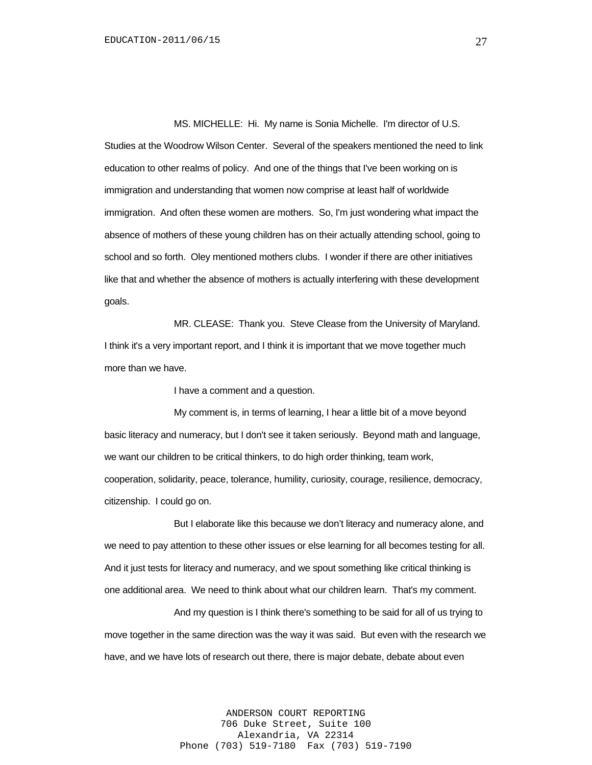MS. MICHELLE: Hi. My name is Sonia Michelle. I'm director of U.S. Studies at the Woodrow Wilson Center. Several of the speakers mentioned the need to link education to other realms of policy. And one of the things that I've been working on is immigration and understanding that women now comprise at least half of worldwide immigration. And often these women are mothers. So, I'm just wondering what impact the absence of mothers of these young children has on their actually attending school, going to school and so forth. Oley mentioned mothers clubs. I wonder if there are other initiatives like that and whether the absence of mothers is actually interfering with these development goals.

MR. CLEASE: Thank you. Steve Clease from the University of Maryland. I think it's a very important report, and I think it is important that we move together much more than we have.

I have a comment and a question.

My comment is, in terms of learning, I hear a little bit of a move beyond basic literacy and numeracy, but I don't see it taken seriously. Beyond math and language, we want our children to be critical thinkers, to do high order thinking, team work, cooperation, solidarity, peace, tolerance, humility, curiosity, courage, resilience, democracy, citizenship. I could go on.

But I elaborate like this because we don't literacy and numeracy alone, and we need to pay attention to these other issues or else learning for all becomes testing for all. And it just tests for literacy and numeracy, and we spout something like critical thinking is one additional area. We need to think about what our children learn. That's my comment.

And my question is I think there's something to be said for all of us trying to move together in the same direction was the way it was said. But even with the research we have, and we have lots of research out there, there is major debate, debate about even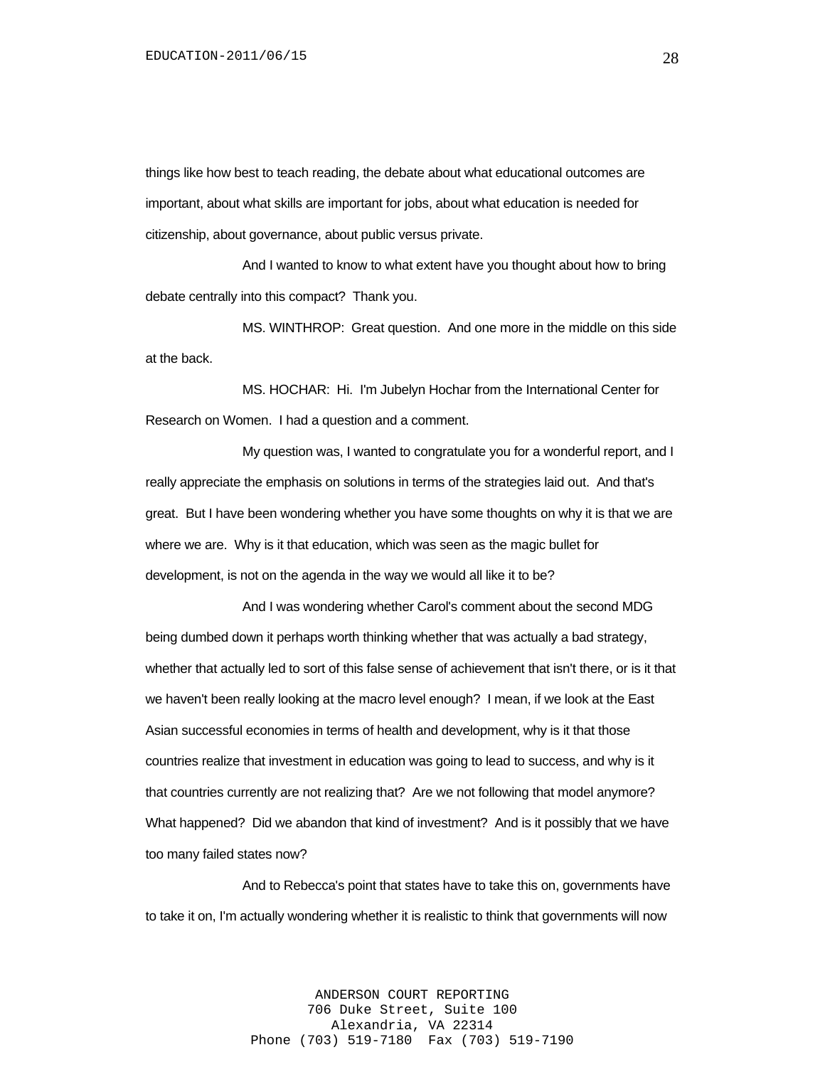things like how best to teach reading, the debate about what educational outcomes are important, about what skills are important for jobs, about what education is needed for citizenship, about governance, about public versus private.

And I wanted to know to what extent have you thought about how to bring debate centrally into this compact? Thank you.

MS. WINTHROP: Great question. And one more in the middle on this side at the back.

MS. HOCHAR: Hi. I'm Jubelyn Hochar from the International Center for Research on Women. I had a question and a comment.

My question was, I wanted to congratulate you for a wonderful report, and I really appreciate the emphasis on solutions in terms of the strategies laid out. And that's great. But I have been wondering whether you have some thoughts on why it is that we are where we are. Why is it that education, which was seen as the magic bullet for development, is not on the agenda in the way we would all like it to be?

And I was wondering whether Carol's comment about the second MDG being dumbed down it perhaps worth thinking whether that was actually a bad strategy, whether that actually led to sort of this false sense of achievement that isn't there, or is it that we haven't been really looking at the macro level enough? I mean, if we look at the East Asian successful economies in terms of health and development, why is it that those countries realize that investment in education was going to lead to success, and why is it that countries currently are not realizing that? Are we not following that model anymore? What happened? Did we abandon that kind of investment? And is it possibly that we have too many failed states now?

And to Rebecca's point that states have to take this on, governments have to take it on, I'm actually wondering whether it is realistic to think that governments will now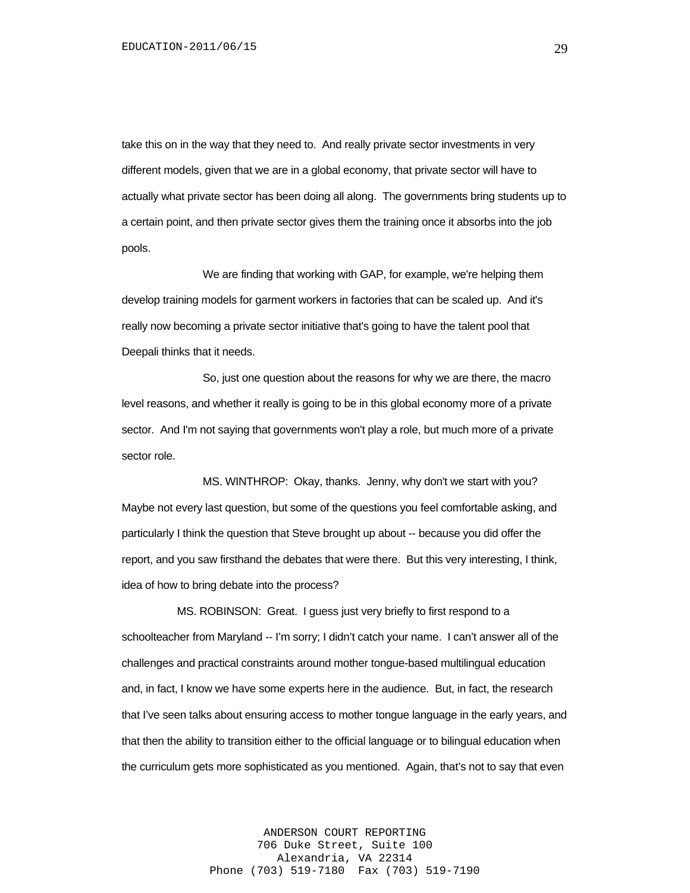take this on in the way that they need to. And really private sector investments in very different models, given that we are in a global economy, that private sector will have to actually what private sector has been doing all along. The governments bring students up to a certain point, and then private sector gives them the training once it absorbs into the job pools.

We are finding that working with GAP, for example, we're helping them develop training models for garment workers in factories that can be scaled up. And it's really now becoming a private sector initiative that's going to have the talent pool that Deepali thinks that it needs.

So, just one question about the reasons for why we are there, the macro level reasons, and whether it really is going to be in this global economy more of a private sector. And I'm not saying that governments won't play a role, but much more of a private sector role.

MS. WINTHROP: Okay, thanks. Jenny, why don't we start with you? Maybe not every last question, but some of the questions you feel comfortable asking, and particularly I think the question that Steve brought up about -- because you did offer the report, and you saw firsthand the debates that were there. But this very interesting, I think, idea of how to bring debate into the process?

MS. ROBINSON: Great. I guess just very briefly to first respond to a schoolteacher from Maryland -- I'm sorry; I didn't catch your name. I can't answer all of the challenges and practical constraints around mother tongue-based multilingual education and, in fact, I know we have some experts here in the audience. But, in fact, the research that I've seen talks about ensuring access to mother tongue language in the early years, and that then the ability to transition either to the official language or to bilingual education when the curriculum gets more sophisticated as you mentioned. Again, that's not to say that even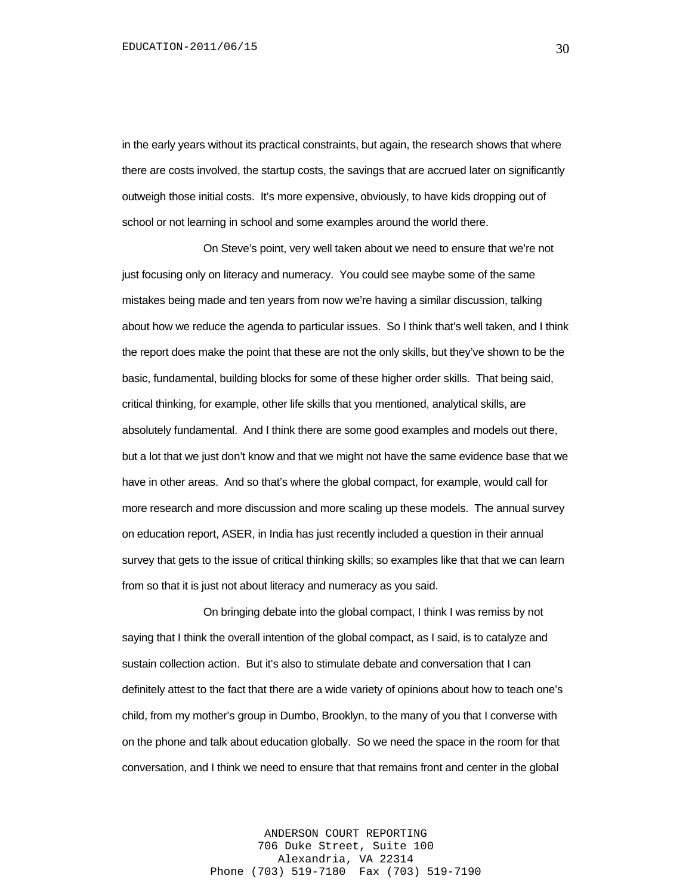in the early years without its practical constraints, but again, the research shows that where there are costs involved, the startup costs, the savings that are accrued later on significantly outweigh those initial costs. It's more expensive, obviously, to have kids dropping out of school or not learning in school and some examples around the world there.

On Steve's point, very well taken about we need to ensure that we're not just focusing only on literacy and numeracy. You could see maybe some of the same mistakes being made and ten years from now we're having a similar discussion, talking about how we reduce the agenda to particular issues. So I think that's well taken, and I think the report does make the point that these are not the only skills, but they've shown to be the basic, fundamental, building blocks for some of these higher order skills. That being said, critical thinking, for example, other life skills that you mentioned, analytical skills, are absolutely fundamental. And I think there are some good examples and models out there, but a lot that we just don't know and that we might not have the same evidence base that we have in other areas. And so that's where the global compact, for example, would call for more research and more discussion and more scaling up these models. The annual survey on education report, ASER, in India has just recently included a question in their annual survey that gets to the issue of critical thinking skills; so examples like that that we can learn from so that it is just not about literacy and numeracy as you said.

On bringing debate into the global compact, I think I was remiss by not saying that I think the overall intention of the global compact, as I said, is to catalyze and sustain collection action. But it's also to stimulate debate and conversation that I can definitely attest to the fact that there are a wide variety of opinions about how to teach one's child, from my mother's group in Dumbo, Brooklyn, to the many of you that I converse with on the phone and talk about education globally. So we need the space in the room for that conversation, and I think we need to ensure that that remains front and center in the global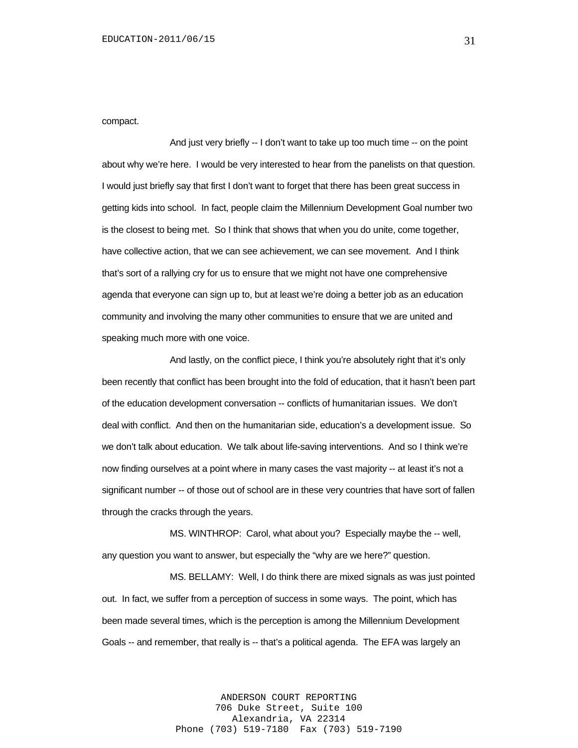compact.

And just very briefly -- I don't want to take up too much time -- on the point about why we're here. I would be very interested to hear from the panelists on that question. I would just briefly say that first I don't want to forget that there has been great success in getting kids into school. In fact, people claim the Millennium Development Goal number two is the closest to being met. So I think that shows that when you do unite, come together, have collective action, that we can see achievement, we can see movement. And I think that's sort of a rallying cry for us to ensure that we might not have one comprehensive agenda that everyone can sign up to, but at least we're doing a better job as an education community and involving the many other communities to ensure that we are united and speaking much more with one voice.

And lastly, on the conflict piece, I think you're absolutely right that it's only been recently that conflict has been brought into the fold of education, that it hasn't been part of the education development conversation -- conflicts of humanitarian issues. We don't deal with conflict. And then on the humanitarian side, education's a development issue. So we don't talk about education. We talk about life-saving interventions. And so I think we're now finding ourselves at a point where in many cases the vast majority -- at least it's not a significant number -- of those out of school are in these very countries that have sort of fallen through the cracks through the years.

MS. WINTHROP: Carol, what about you? Especially maybe the -- well, any question you want to answer, but especially the "why are we here?" question.

MS. BELLAMY: Well, I do think there are mixed signals as was just pointed out. In fact, we suffer from a perception of success in some ways. The point, which has been made several times, which is the perception is among the Millennium Development Goals -- and remember, that really is -- that's a political agenda. The EFA was largely an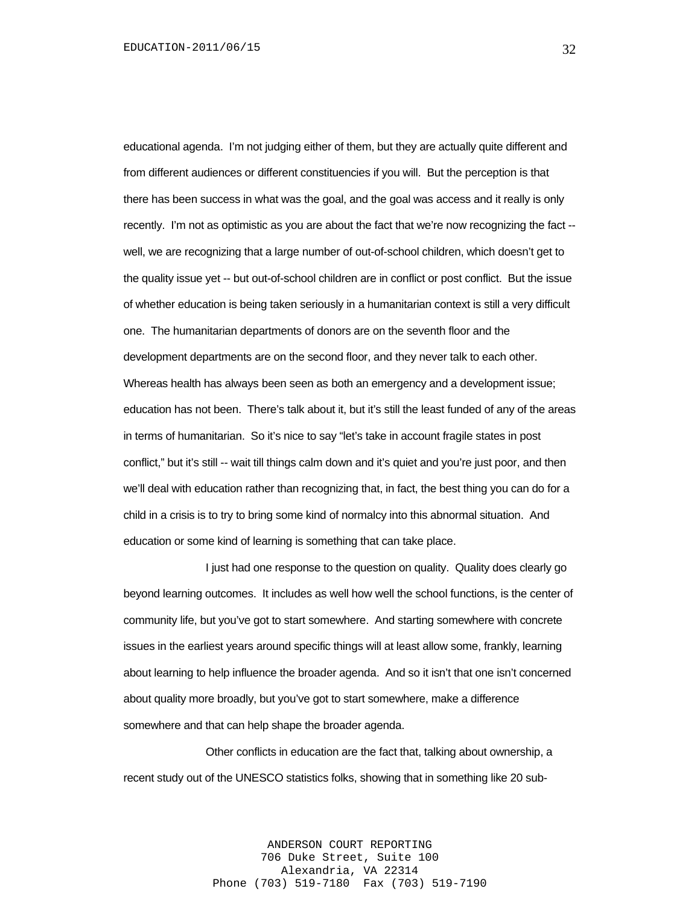educational agenda. I'm not judging either of them, but they are actually quite different and from different audiences or different constituencies if you will. But the perception is that there has been success in what was the goal, and the goal was access and it really is only recently. I'm not as optimistic as you are about the fact that we're now recognizing the fact -- well, we are recognizing that a large number of out-of-school children, which doesn't get to the quality issue yet -- but out-of-school children are in conflict or post conflict. But the issue of whether education is being taken seriously in a humanitarian context is still a very difficult one. The humanitarian departments of donors are on the seventh floor and the development departments are on the second floor, and they never talk to each other. Whereas health has always been seen as both an emergency and a development issue; education has not been. There's talk about it, but it's still the least funded of any of the areas in terms of humanitarian. So it's nice to say "let's take in account fragile states in post conflict," but it's still -- wait till things calm down and it's quiet and you're just poor, and then we'll deal with education rather than recognizing that, in fact, the best thing you can do for a child in a crisis is to try to bring some kind of normalcy into this abnormal situation. And education or some kind of learning is something that can take place.

I just had one response to the question on quality. Quality does clearly go beyond learning outcomes. It includes as well how well the school functions, is the center of community life, but you've got to start somewhere. And starting somewhere with concrete issues in the earliest years around specific things will at least allow some, frankly, learning about learning to help influence the broader agenda. And so it isn't that one isn't concerned about quality more broadly, but you've got to start somewhere, make a difference somewhere and that can help shape the broader agenda.

Other conflicts in education are the fact that, talking about ownership, a recent study out of the UNESCO statistics folks, showing that in something like 20 sub-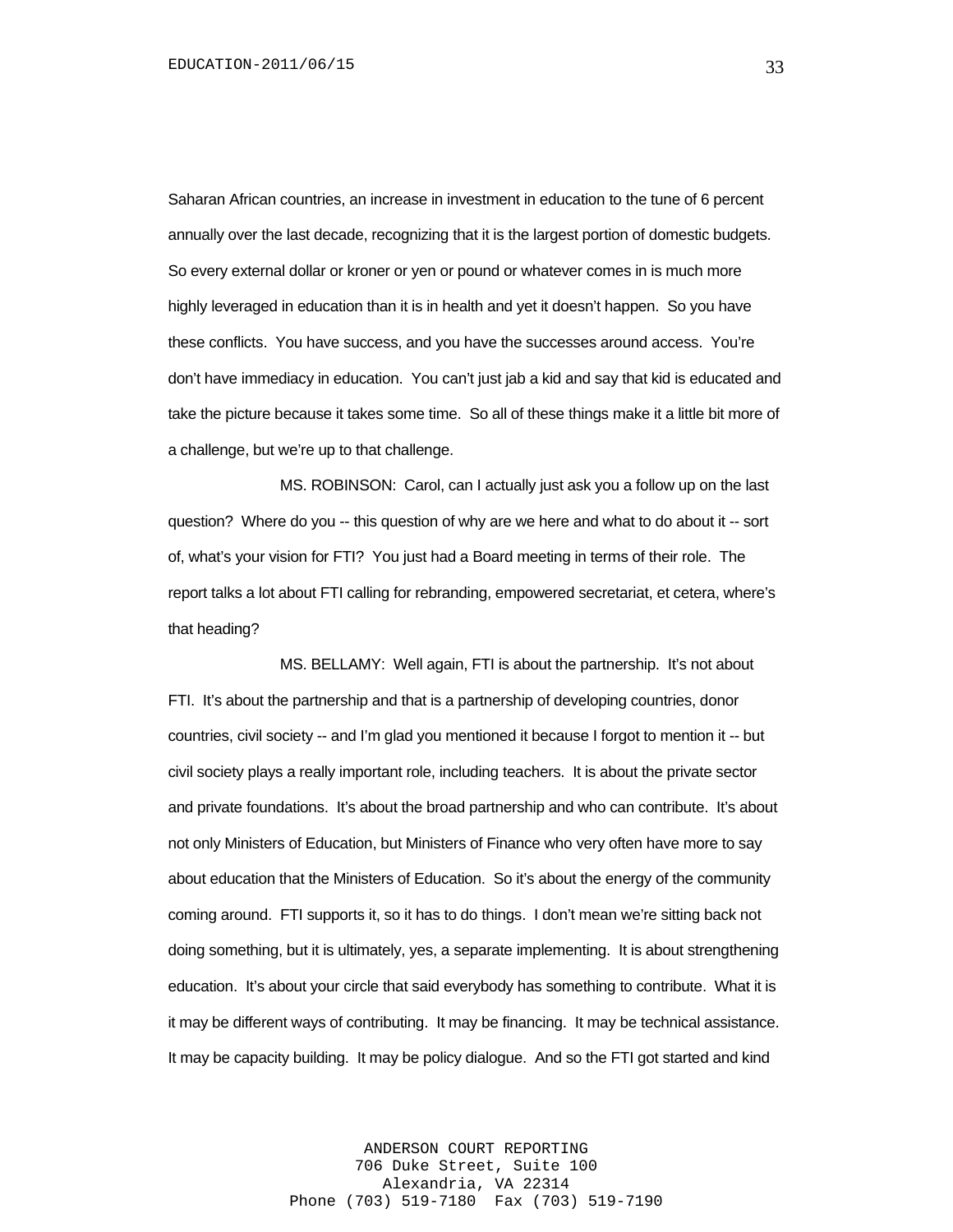Saharan African countries, an increase in investment in education to the tune of 6 percent annually over the last decade, recognizing that it is the largest portion of domestic budgets. So every external dollar or kroner or yen or pound or whatever comes in is much more highly leveraged in education than it is in health and yet it doesn't happen. So you have these conflicts. You have success, and you have the successes around access. You're don't have immediacy in education. You can't just jab a kid and say that kid is educated and take the picture because it takes some time. So all of these things make it a little bit more of a challenge, but we're up to that challenge.

MS. ROBINSON: Carol, can I actually just ask you a follow up on the last question? Where do you -- this question of why are we here and what to do about it -- sort of, what's your vision for FTI? You just had a Board meeting in terms of their role. The report talks a lot about FTI calling for rebranding, empowered secretariat, et cetera, where's that heading?

MS. BELLAMY: Well again, FTI is about the partnership. It's not about FTI. It's about the partnership and that is a partnership of developing countries, donor countries, civil society -- and I'm glad you mentioned it because I forgot to mention it -- but civil society plays a really important role, including teachers. It is about the private sector and private foundations. It's about the broad partnership and who can contribute. It's about not only Ministers of Education, but Ministers of Finance who very often have more to say about education that the Ministers of Education. So it's about the energy of the community coming around. FTI supports it, so it has to do things. I don't mean we're sitting back not doing something, but it is ultimately, yes, a separate implementing. It is about strengthening education. It's about your circle that said everybody has something to contribute. What it is it may be different ways of contributing. It may be financing. It may be technical assistance. It may be capacity building. It may be policy dialogue. And so the FTI got started and kind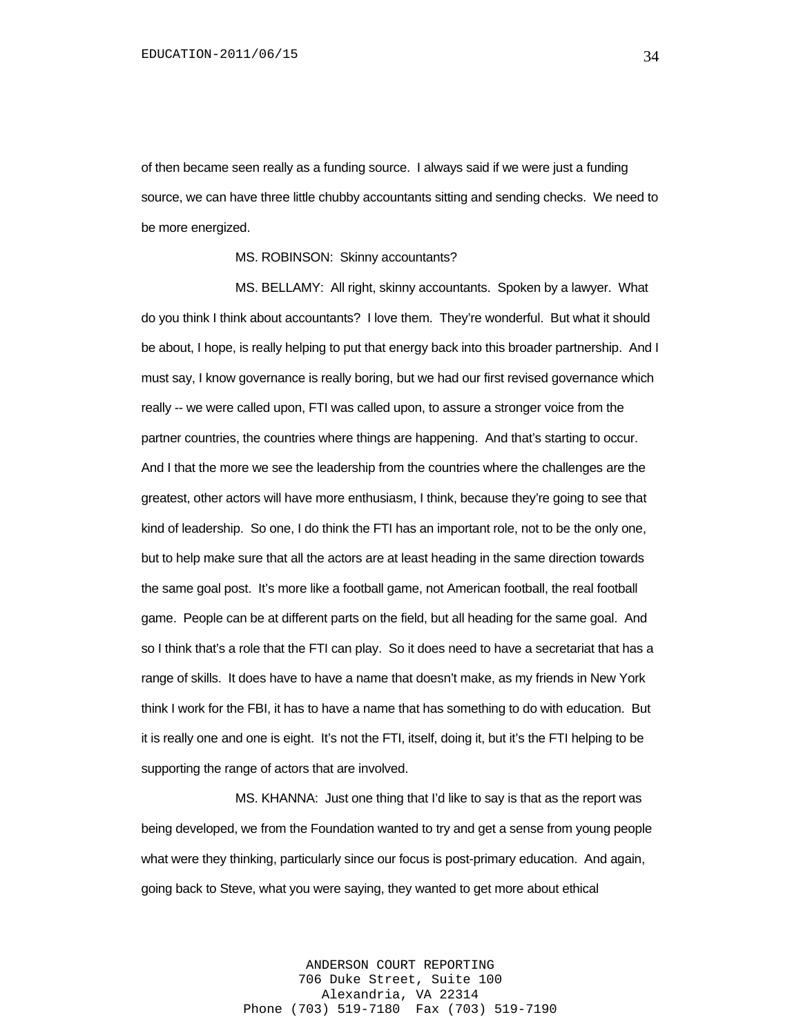of then became seen really as a funding source. I always said if we were just a funding source, we can have three little chubby accountants sitting and sending checks. We need to be more energized.

MS. ROBINSON: Skinny accountants?

MS. BELLAMY: All right, skinny accountants. Spoken by a lawyer. What do you think I think about accountants? I love them. They're wonderful. But what it should be about, I hope, is really helping to put that energy back into this broader partnership. And I must say, I know governance is really boring, but we had our first revised governance which really -- we were called upon, FTI was called upon, to assure a stronger voice from the partner countries, the countries where things are happening. And that's starting to occur. And I that the more we see the leadership from the countries where the challenges are the greatest, other actors will have more enthusiasm, I think, because they're going to see that kind of leadership. So one, I do think the FTI has an important role, not to be the only one, but to help make sure that all the actors are at least heading in the same direction towards the same goal post. It's more like a football game, not American football, the real football game. People can be at different parts on the field, but all heading for the same goal. And so I think that's a role that the FTI can play. So it does need to have a secretariat that has a range of skills. It does have to have a name that doesn't make, as my friends in New York think I work for the FBI, it has to have a name that has something to do with education. But it is really one and one is eight. It's not the FTI, itself, doing it, but it's the FTI helping to be supporting the range of actors that are involved.

MS. KHANNA: Just one thing that I'd like to say is that as the report was being developed, we from the Foundation wanted to try and get a sense from young people what were they thinking, particularly since our focus is post-primary education. And again, going back to Steve, what you were saying, they wanted to get more about ethical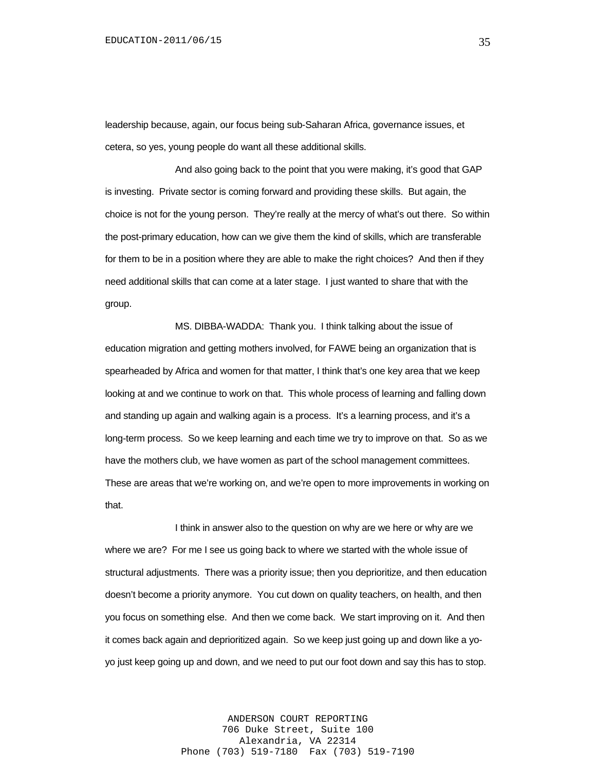leadership because, again, our focus being sub-Saharan Africa, governance issues, et cetera, so yes, young people do want all these additional skills.

And also going back to the point that you were making, it's good that GAP is investing. Private sector is coming forward and providing these skills. But again, the choice is not for the young person. They're really at the mercy of what's out there. So within the post-primary education, how can we give them the kind of skills, which are transferable for them to be in a position where they are able to make the right choices? And then if they need additional skills that can come at a later stage. I just wanted to share that with the group.

MS. DIBBA-WADDA: Thank you. I think talking about the issue of education migration and getting mothers involved, for FAWE being an organization that is spearheaded by Africa and women for that matter, I think that's one key area that we keep looking at and we continue to work on that. This whole process of learning and falling down and standing up again and walking again is a process. It's a learning process, and it's a long-term process. So we keep learning and each time we try to improve on that. So as we have the mothers club, we have women as part of the school management committees. These are areas that we're working on, and we're open to more improvements in working on that.

I think in answer also to the question on why are we here or why are we where we are? For me I see us going back to where we started with the whole issue of structural adjustments. There was a priority issue; then you deprioritize, and then education doesn't become a priority anymore. You cut down on quality teachers, on health, and then you focus on something else. And then we come back. We start improving on it. And then it comes back again and deprioritized again. So we keep just going up and down like a yo-yo just keep going up and down, and we need to put our foot down and say this has to stop.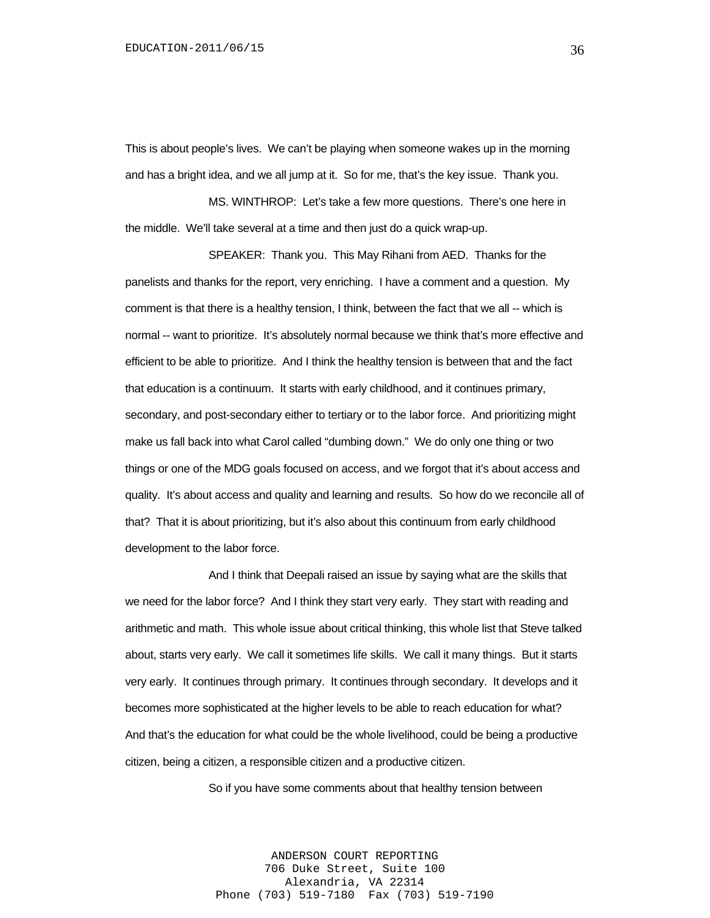This is about people's lives. We can't be playing when someone wakes up in the morning and has a bright idea, and we all jump at it. So for me, that's the key issue. Thank you.

MS. WINTHROP: Let's take a few more questions. There's one here in the middle. We'll take several at a time and then just do a quick wrap-up.

SPEAKER: Thank you. This May Rihani from AED. Thanks for the panelists and thanks for the report, very enriching. I have a comment and a question. My comment is that there is a healthy tension, I think, between the fact that we all -- which is normal -- want to prioritize. It's absolutely normal because we think that's more effective and efficient to be able to prioritize. And I think the healthy tension is between that and the fact that education is a continuum. It starts with early childhood, and it continues primary, secondary, and post-secondary either to tertiary or to the labor force. And prioritizing might make us fall back into what Carol called "dumbing down." We do only one thing or two things or one of the MDG goals focused on access, and we forgot that it's about access and quality. It's about access and quality and learning and results. So how do we reconcile all of that? That it is about prioritizing, but it's also about this continuum from early childhood development to the labor force.

And I think that Deepali raised an issue by saying what are the skills that we need for the labor force? And I think they start very early. They start with reading and arithmetic and math. This whole issue about critical thinking, this whole list that Steve talked about, starts very early. We call it sometimes life skills. We call it many things. But it starts very early. It continues through primary. It continues through secondary. It develops and it becomes more sophisticated at the higher levels to be able to reach education for what? And that's the education for what could be the whole livelihood, could be being a productive citizen, being a citizen, a responsible citizen and a productive citizen.

So if you have some comments about that healthy tension between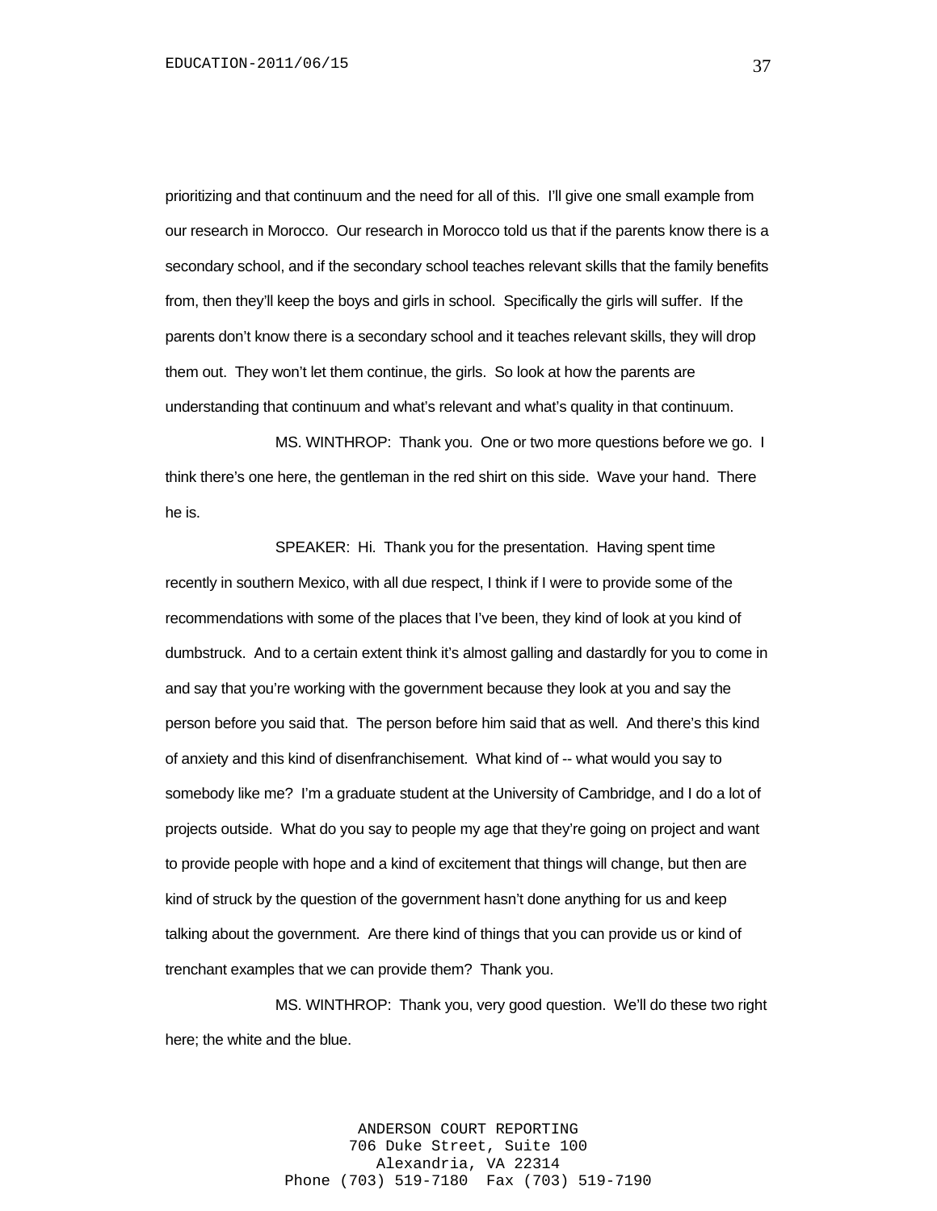prioritizing and that continuum and the need for all of this. I'll give one small example from our research in Morocco. Our research in Morocco told us that if the parents know there is a secondary school, and if the secondary school teaches relevant skills that the family benefits from, then they'll keep the boys and girls in school. Specifically the girls will suffer. If the parents don't know there is a secondary school and it teaches relevant skills, they will drop them out. They won't let them continue, the girls. So look at how the parents are understanding that continuum and what's relevant and what's quality in that continuum.

MS. WINTHROP: Thank you. One or two more questions before we go. I think there's one here, the gentleman in the red shirt on this side. Wave your hand. There he is.

SPEAKER: Hi. Thank you for the presentation. Having spent time recently in southern Mexico, with all due respect, I think if I were to provide some of the recommendations with some of the places that I've been, they kind of look at you kind of dumbstruck. And to a certain extent think it's almost galling and dastardly for you to come in and say that you're working with the government because they look at you and say the person before you said that. The person before him said that as well. And there's this kind of anxiety and this kind of disenfranchisement. What kind of -- what would you say to somebody like me? I'm a graduate student at the University of Cambridge, and I do a lot of projects outside. What do you say to people my age that they're going on project and want to provide people with hope and a kind of excitement that things will change, but then are kind of struck by the question of the government hasn't done anything for us and keep talking about the government. Are there kind of things that you can provide us or kind of trenchant examples that we can provide them? Thank you.

MS. WINTHROP: Thank you, very good question. We'll do these two right here; the white and the blue.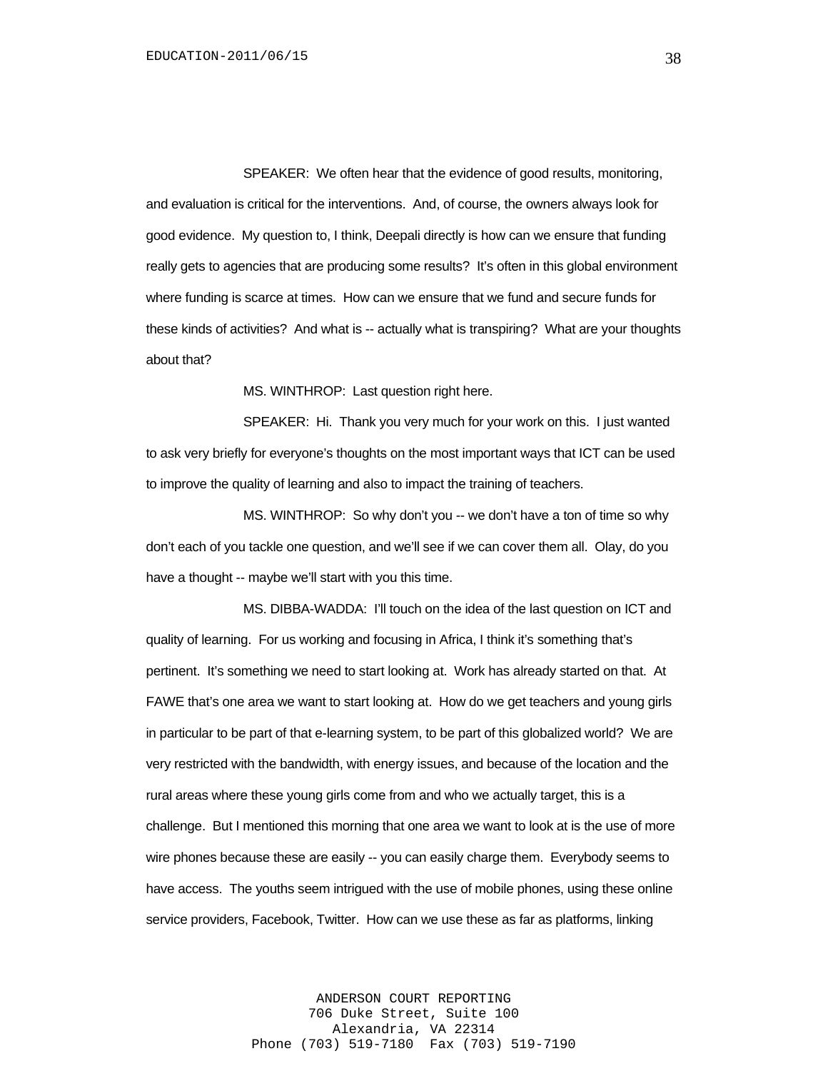SPEAKER: We often hear that the evidence of good results, monitoring, and evaluation is critical for the interventions. And, of course, the owners always look for good evidence. My question to, I think, Deepali directly is how can we ensure that funding really gets to agencies that are producing some results? It's often in this global environment where funding is scarce at times. How can we ensure that we fund and secure funds for these kinds of activities? And what is -- actually what is transpiring? What are your thoughts about that?

MS. WINTHROP: Last question right here.

SPEAKER: Hi. Thank you very much for your work on this. I just wanted to ask very briefly for everyone's thoughts on the most important ways that ICT can be used to improve the quality of learning and also to impact the training of teachers.

MS. WINTHROP: So why don't you -- we don't have a ton of time so why don't each of you tackle one question, and we'll see if we can cover them all. Olay, do you have a thought -- maybe we'll start with you this time.

MS. DIBBA-WADDA: I'll touch on the idea of the last question on ICT and quality of learning. For us working and focusing in Africa, I think it's something that's pertinent. It's something we need to start looking at. Work has already started on that. At FAWE that's one area we want to start looking at. How do we get teachers and young girls in particular to be part of that e-learning system, to be part of this globalized world? We are very restricted with the bandwidth, with energy issues, and because of the location and the rural areas where these young girls come from and who we actually target, this is a challenge. But I mentioned this morning that one area we want to look at is the use of more wire phones because these are easily -- you can easily charge them. Everybody seems to have access. The youths seem intrigued with the use of mobile phones, using these online service providers, Facebook, Twitter. How can we use these as far as platforms, linking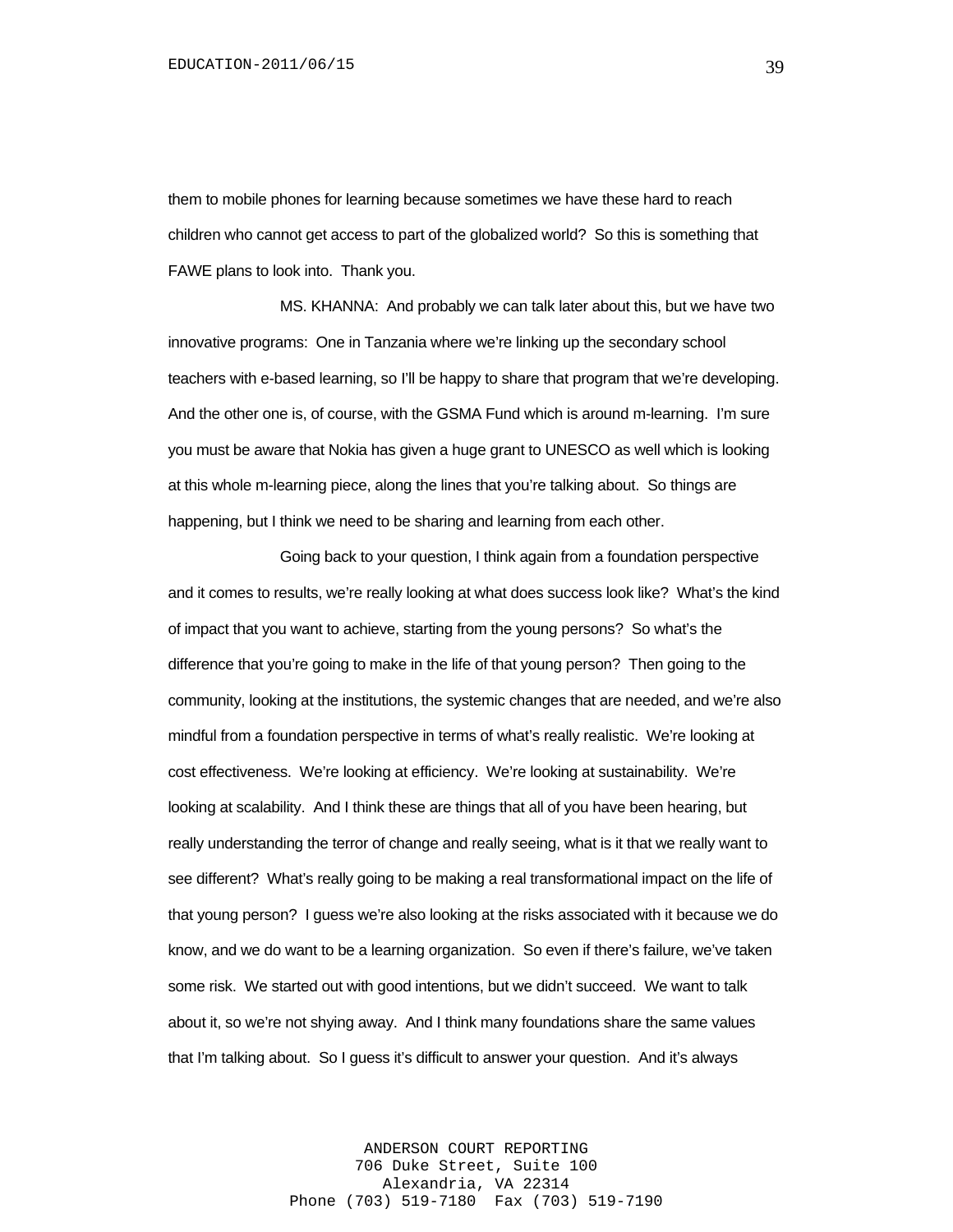them to mobile phones for learning because sometimes we have these hard to reach children who cannot get access to part of the globalized world? So this is something that FAWE plans to look into. Thank you.

MS. KHANNA: And probably we can talk later about this, but we have two innovative programs: One in Tanzania where we're linking up the secondary school teachers with e-based learning, so I'll be happy to share that program that we're developing. And the other one is, of course, with the GSMA Fund which is around m-learning. I'm sure you must be aware that Nokia has given a huge grant to UNESCO as well which is looking at this whole m-learning piece, along the lines that you're talking about. So things are happening, but I think we need to be sharing and learning from each other.

Going back to your question, I think again from a foundation perspective and it comes to results, we're really looking at what does success look like? What's the kind of impact that you want to achieve, starting from the young persons? So what's the difference that you're going to make in the life of that young person? Then going to the community, looking at the institutions, the systemic changes that are needed, and we're also mindful from a foundation perspective in terms of what's really realistic. We're looking at cost effectiveness. We're looking at efficiency. We're looking at sustainability. We're looking at scalability. And I think these are things that all of you have been hearing, but really understanding the terror of change and really seeing, what is it that we really want to see different? What's really going to be making a real transformational impact on the life of that young person? I guess we're also looking at the risks associated with it because we do know, and we do want to be a learning organization. So even if there's failure, we've taken some risk. We started out with good intentions, but we didn't succeed. We want to talk about it, so we're not shying away. And I think many foundations share the same values that I'm talking about. So I guess it's difficult to answer your question. And it's always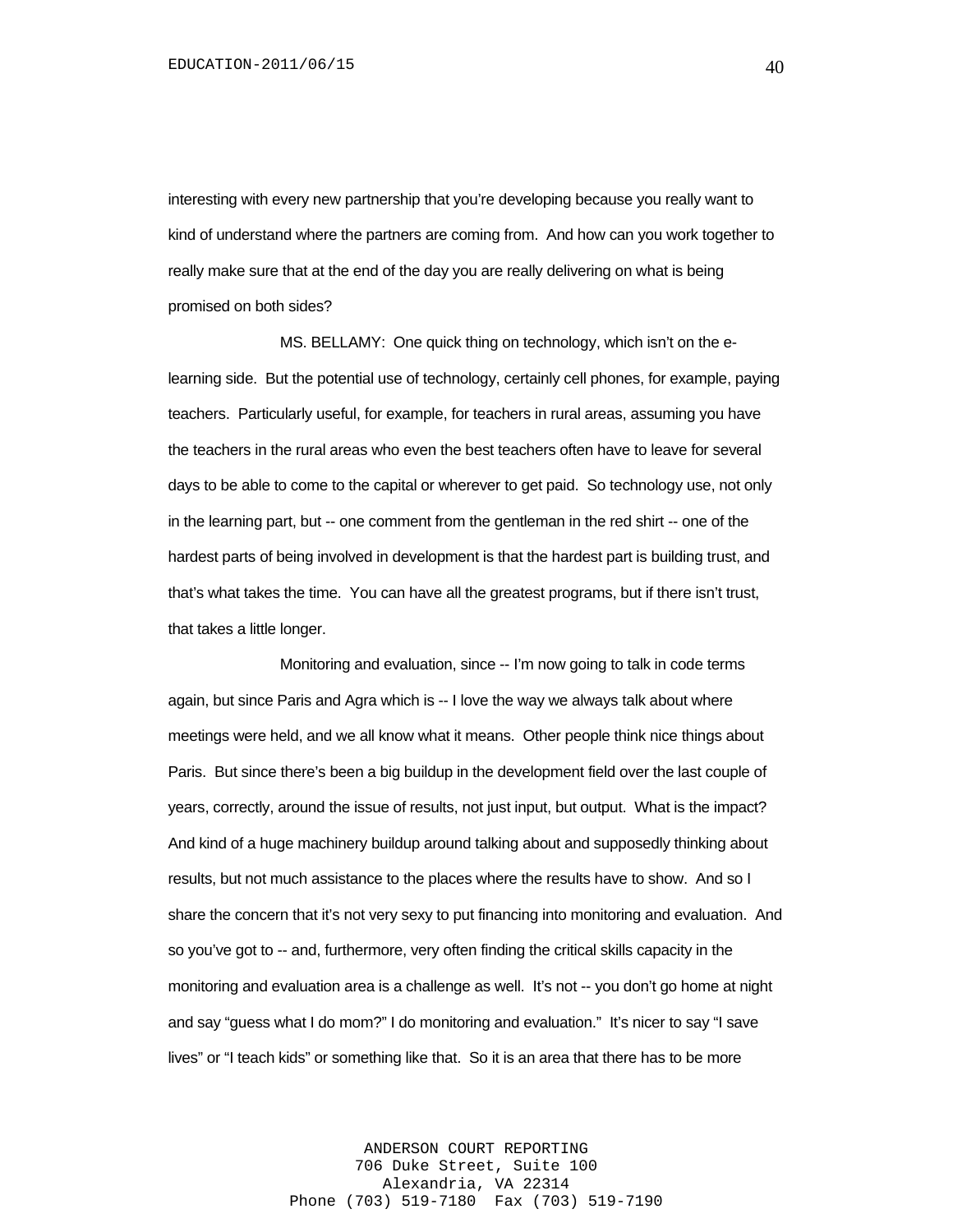interesting with every new partnership that you're developing because you really want to kind of understand where the partners are coming from. And how can you work together to really make sure that at the end of the day you are really delivering on what is being promised on both sides?

MS. BELLAMY: One quick thing on technology, which isn't on the e-learning side. But the potential use of technology, certainly cell phones, for example, paying teachers. Particularly useful, for example, for teachers in rural areas, assuming you have the teachers in the rural areas who even the best teachers often have to leave for several days to be able to come to the capital or wherever to get paid. So technology use, not only in the learning part, but -- one comment from the gentleman in the red shirt -- one of the hardest parts of being involved in development is that the hardest part is building trust, and that's what takes the time. You can have all the greatest programs, but if there isn't trust, that takes a little longer.

Monitoring and evaluation, since -- I'm now going to talk in code terms again, but since Paris and Agra which is -- I love the way we always talk about where meetings were held, and we all know what it means. Other people think nice things about Paris. But since there's been a big buildup in the development field over the last couple of years, correctly, around the issue of results, not just input, but output. What is the impact? And kind of a huge machinery buildup around talking about and supposedly thinking about results, but not much assistance to the places where the results have to show. And so I share the concern that it's not very sexy to put financing into monitoring and evaluation. And so you've got to -- and, furthermore, very often finding the critical skills capacity in the monitoring and evaluation area is a challenge as well. It's not -- you don't go home at night and say "guess what I do mom?" I do monitoring and evaluation." It's nicer to say "I save lives" or "I teach kids" or something like that. So it is an area that there has to be more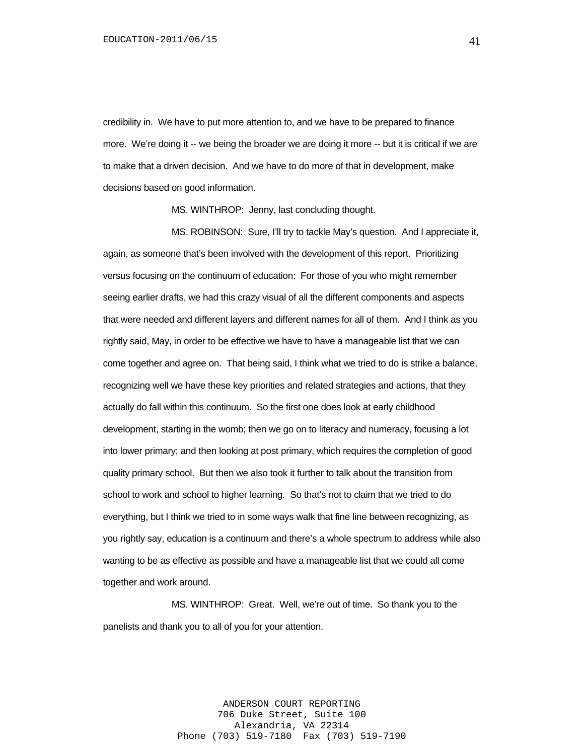credibility in. We have to put more attention to, and we have to be prepared to finance more. We're doing it -- we being the broader we are doing it more -- but it is critical if we are to make that a driven decision. And we have to do more of that in development, make decisions based on good information.

MS. WINTHROP: Jenny, last concluding thought.

MS. ROBINSON: Sure, I'll try to tackle May's question. And I appreciate it, again, as someone that's been involved with the development of this report. Prioritizing versus focusing on the continuum of education: For those of you who might remember seeing earlier drafts, we had this crazy visual of all the different components and aspects that were needed and different layers and different names for all of them. And I think as you rightly said, May, in order to be effective we have to have a manageable list that we can come together and agree on. That being said, I think what we tried to do is strike a balance, recognizing well we have these key priorities and related strategies and actions, that they actually do fall within this continuum. So the first one does look at early childhood development, starting in the womb; then we go on to literacy and numeracy, focusing a lot into lower primary; and then looking at post primary, which requires the completion of good quality primary school. But then we also took it further to talk about the transition from school to work and school to higher learning. So that's not to claim that we tried to do everything, but I think we tried to in some ways walk that fine line between recognizing, as you rightly say, education is a continuum and there's a whole spectrum to address while also wanting to be as effective as possible and have a manageable list that we could all come together and work around.

MS. WINTHROP: Great. Well, we're out of time. So thank you to the panelists and thank you to all of you for your attention.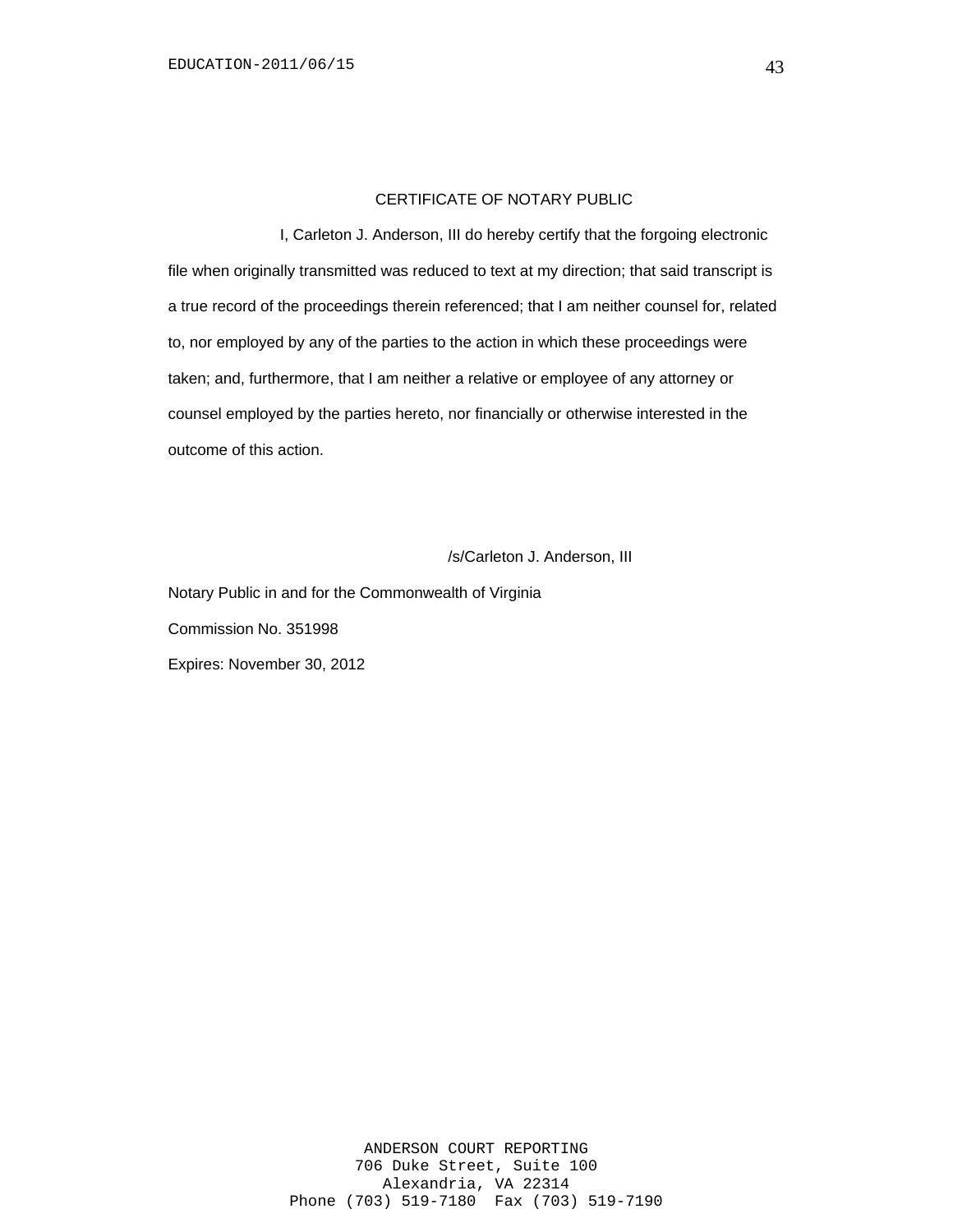## CERTIFICATE OF NOTARY PUBLIC

I, Carleton J. Anderson, III do hereby certify that the forgoing electronic file when originally transmitted was reduced to text at my direction; that said transcript is a true record of the proceedings therein referenced; that I am neither counsel for, related to, nor employed by any of the parties to the action in which these proceedings were taken; and, furthermore, that I am neither a relative or employee of any attorney or counsel employed by the parties hereto, nor financially or otherwise interested in the outcome of this action.

/s/Carleton J. Anderson, III

Notary Public in and for the Commonwealth of Virginia

Commission No. 351998

Expires: November 30, 2012